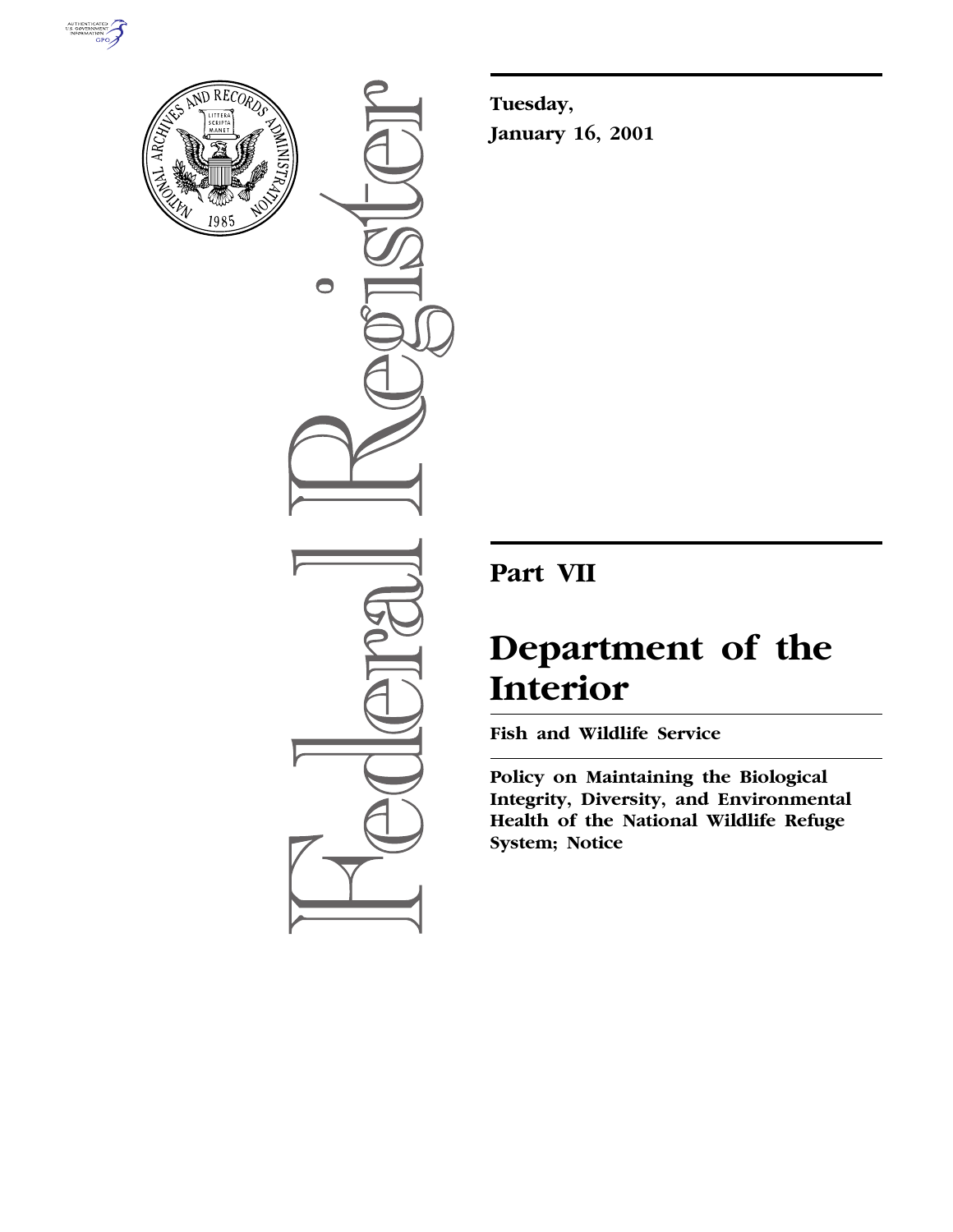**Tuesday,**
**January 16, 2001**

# Part VII

# Department of the Interior

## Fish and Wildlife Service

**Policy on Maintaining the Biological Integrity, Diversity, and Environmental Health of the National Wildlife Refuge System; Notice**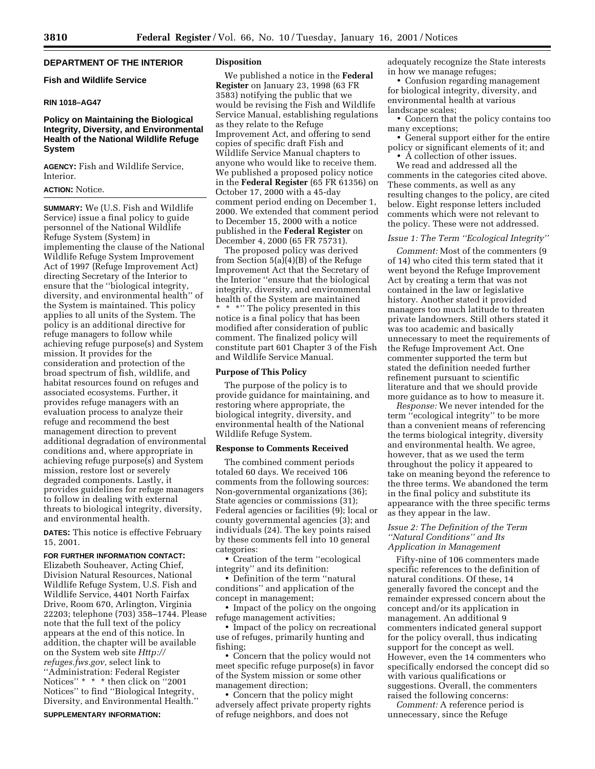## DEPARTMENT OF THE INTERIOR

### Fish and Wildlife Service

**RIN 1018–AG47**

### Policy on Maintaining the Biological Integrity, Diversity, and Environmental Health of the National Wildlife Refuge System

**AGENCY:** Fish and Wildlife Service, Interior.

**ACTION:** Notice.

**SUMMARY:** We (U.S. Fish and Wildlife Service) issue a final policy to guide personnel of the National Wildlife Refuge System (System) in implementing the clause of the National Wildlife Refuge System Improvement Act of 1997 (Refuge Improvement Act) directing Secretary of the Interior to ensure that the ''biological integrity, diversity, and environmental health'' of the System is maintained. This policy applies to all units of the System. The policy is an additional directive for refuge managers to follow while achieving refuge purpose(s) and System mission. It provides for the consideration and protection of the broad spectrum of fish, wildlife, and habitat resources found on refuges and associated ecosystems. Further, it provides refuge managers with an evaluation process to analyze their refuge and recommend the best management direction to prevent additional degradation of environmental conditions and, where appropriate in achieving refuge purpose(s) and System mission, restore lost or severely degraded components. Lastly, it provides guidelines for refuge managers to follow in dealing with external threats to biological integrity, diversity, and environmental health.

**DATES:** This notice is effective February 15, 2001.

**FOR FURTHER INFORMATION CONTACT:** Elizabeth Souheaver, Acting Chief, Division Natural Resources, National Wildlife Refuge System, U.S. Fish and Wildlife Service, 4401 North Fairfax Drive, Room 670, Arlington, Virginia 22203; telephone (703) 358–1744. Please note that the full text of the policy appears at the end of this notice. In addition, the chapter will be available on the System web site *Http://refuges.fws.gov,* select link to ''Administration: Federal Register Notices'' * * * then click on ''2001 Notices'' to find ''Biological Integrity, Diversity, and Environmental Health.''

**SUPPLEMENTARY INFORMATION:**

**Disposition**

We published a notice in the **Federal Register** on January 23, 1998 (63 FR 3583) notifying the public that we would be revising the Fish and Wildlife Service Manual, establishing regulations as they relate to the Refuge Improvement Act, and offering to send copies of specific draft Fish and Wildlife Service Manual chapters to anyone who would like to receive them. We published a proposed policy notice in the **Federal Register** (65 FR 61356) on October 17, 2000 with a 45-day comment period ending on December 1, 2000. We extended that comment period to December 15, 2000 with a notice published in the **Federal Register** on December 4, 2000 (65 FR 75731).

The proposed policy was derived from Section 5(a)(4)(B) of the Refuge Improvement Act that the Secretary of the Interior ''ensure that the biological integrity, diversity, and environmental health of the System are maintained * * *'' The policy presented in this notice is a final policy that has been modified after consideration of public comment. The finalized policy will constitute part 601 Chapter 3 of the Fish and Wildlife Service Manual.

**Purpose of This Policy**

The purpose of the policy is to provide guidance for maintaining, and restoring where appropriate, the biological integrity, diversity, and environmental health of the National Wildlife Refuge System.

**Response to Comments Received**

The combined comment periods totaled 60 days. We received 106 comments from the following sources: Non-governmental organizations (36); State agencies or commissions (31); Federal agencies or facilities (9); local or county governmental agencies (3); and individuals (24). The key points raised by these comments fell into 10 general categories:

- Creation of the term ''ecological integrity'' and its definition:
- Definition of the term ''natural conditions'' and application of the concept in management;
- Impact of the policy on the ongoing refuge management activities;
- Impact of the policy on recreational use of refuges, primarily hunting and fishing;
- Concern that the policy would not meet specific refuge purpose(s) in favor of the System mission or some other management direction;
- Concern that the policy might adversely affect private property rights of refuge neighbors, and does not adequately recognize the State interests in how we manage refuges;
- Confusion regarding management for biological integrity, diversity, and environmental health at various landscape scales;
- Concern that the policy contains too many exceptions;
- General support either for the entire policy or significant elements of it; and
- A collection of other issues.

We read and addressed all the comments in the categories cited above. These comments, as well as any resulting changes to the policy, are cited below. Eight response letters included comments which were not relevant to the policy. These were not addressed.

*Issue 1: The Term ''Ecological Integrity''*

*Comment:* Most of the commenters (9 of 14) who cited this term stated that it went beyond the Refuge Improvement Act by creating a term that was not contained in the law or legislative history. Another stated it provided managers too much latitude to threaten private landowners. Still others stated it was too academic and basically unnecessary to meet the requirements of the Refuge Improvement Act. One commenter supported the term but stated the definition needed further refinement pursuant to scientific literature and that we should provide more guidance as to how to measure it.

*Response:* We never intended for the term ''ecological integrity'' to be more than a convenient means of referencing the terms biological integrity, diversity and environmental health. We agree, however, that as we used the term throughout the policy it appeared to take on meaning beyond the reference to the three terms. We abandoned the term in the final policy and substitute its appearance with the three specific terms as they appear in the law.

*Issue 2: The Definition of the Term ''Natural Conditions'' and Its Application in Management*

Fifty-nine of 106 commenters made specific references to the definition of natural conditions. Of these, 14 generally favored the concept and the remainder expressed concern about the concept and/or its application in management. An additional 9 commenters indicated general support for the policy overall, thus indicating support for the concept as well. However, even the 14 commenters who specifically endorsed the concept did so with various qualifications or suggestions. Overall, the commenters raised the following concerns:

*Comment:* A reference period is unnecessary, since the Refuge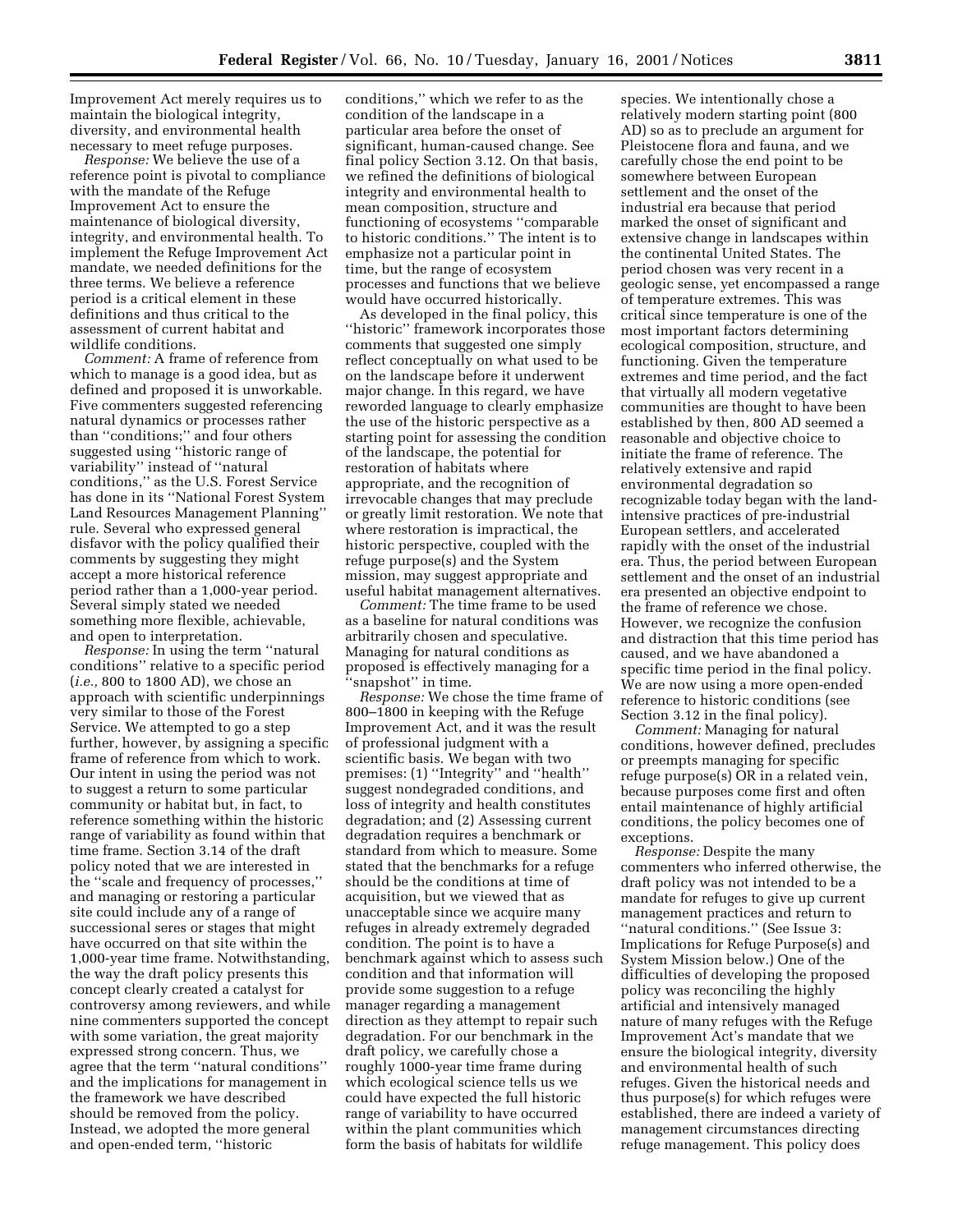Improvement Act merely requires us to maintain the biological integrity, diversity, and environmental health necessary to meet refuge purposes.

*Response:* We believe the use of a reference point is pivotal to compliance with the mandate of the Refuge Improvement Act to ensure the maintenance of biological diversity, integrity, and environmental health. To implement the Refuge Improvement Act mandate, we needed definitions for the three terms. We believe a reference period is a critical element in these definitions and thus critical to the assessment of current habitat and wildlife conditions.

*Comment:* A frame of reference from which to manage is a good idea, but as defined and proposed it is unworkable. Five commenters suggested referencing natural dynamics or processes rather than "conditions;" and four others suggested using "historic range of variability" instead of "natural conditions," as the U.S. Forest Service has done in its "National Forest System Land Resources Management Planning" rule. Several who expressed general disfavor with the policy qualified their comments by suggesting they might accept a more historical reference period rather than a 1,000-year period. Several simply stated we needed something more flexible, achievable, and open to interpretation.

*Response:* In using the term "natural conditions" relative to a specific period (*i.e.,* 800 to 1800 AD), we chose an approach with scientific underpinnings very similar to those of the Forest Service. We attempted to go a step further, however, by assigning a specific frame of reference from which to work. Our intent in using the period was not to suggest a return to some particular community or habitat but, in fact, to reference something within the historic range of variability as found within that time frame. Section 3.14 of the draft policy noted that we are interested in the "scale and frequency of processes," and managing or restoring a particular site could include any of a range of successional seres or stages that might have occurred on that site within the 1,000-year time frame. Notwithstanding, the way the draft policy presents this concept clearly created a catalyst for controversy among reviewers, and while nine commenters supported the concept with some variation, the great majority expressed strong concern. Thus, we agree that the term "natural conditions" and the implications for management in the framework we have described should be removed from the policy. Instead, we adopted the more general and open-ended term, "historic conditions," which we refer to as the condition of the landscape in a particular area before the onset of significant, human-caused change. See final policy Section 3.12. On that basis, we refined the definitions of biological integrity and environmental health to mean composition, structure and functioning of ecosystems "comparable to historic conditions." The intent is to emphasize not a particular point in time, but the range of ecosystem processes and functions that we believe would have occurred historically.

As developed in the final policy, this "historic" framework incorporates those comments that suggested one simply reflect conceptually on what used to be on the landscape before it underwent major change. In this regard, we have reworded language to clearly emphasize the use of the historic perspective as a starting point for assessing the condition of the landscape, the potential for restoration of habitats where appropriate, and the recognition of irrevocable changes that may preclude or greatly limit restoration. We note that where restoration is impractical, the historic perspective, coupled with the refuge purpose(s) and the System mission, may suggest appropriate and useful habitat management alternatives.

*Comment:* The time frame to be used as a baseline for natural conditions was arbitrarily chosen and speculative. Managing for natural conditions as proposed is effectively managing for a "snapshot" in time.

*Response:* We chose the time frame of 800–1800 in keeping with the Refuge Improvement Act, and it was the result of professional judgment with a scientific basis. We began with two premises: (1) "Integrity" and "health" suggest nondegraded conditions, and loss of integrity and health constitutes degradation; and (2) Assessing current degradation requires a benchmark or standard from which to measure. Some stated that the benchmarks for a refuge should be the conditions at time of acquisition, but we viewed that as unacceptable since we acquire many refuges in already extremely degraded condition. The point is to have a benchmark against which to assess such condition and that information will provide some suggestion to a refuge manager regarding a management direction as they attempt to repair such degradation. For our benchmark in the draft policy, we carefully chose a roughly 1000-year time frame during which ecological science tells us we could have expected the full historic range of variability to have occurred within the plant communities which form the basis of habitats for wildlife species. We intentionally chose a relatively modern starting point (800 AD) so as to preclude an argument for Pleistocene flora and fauna, and we carefully chose the end point to be somewhere between European settlement and the onset of the industrial era because that period marked the onset of significant and extensive change in landscapes within the continental United States. The period chosen was very recent in a geologic sense, yet encompassed a range of temperature extremes. This was critical since temperature is one of the most important factors determining ecological composition, structure, and functioning. Given the temperature extremes and time period, and the fact that virtually all modern vegetative communities are thought to have been established by then, 800 AD seemed a reasonable and objective choice to initiate the frame of reference. The relatively extensive and rapid environmental degradation so recognizable today began with the land-intensive practices of pre-industrial European settlers, and accelerated rapidly with the onset of the industrial era. Thus, the period between European settlement and the onset of an industrial era presented an objective endpoint to the frame of reference we chose. However, we recognize the confusion and distraction that this time period has caused, and we have abandoned a specific time period in the final policy. We are now using a more open-ended reference to historic conditions (see Section 3.12 in the final policy).

*Comment:* Managing for natural conditions, however defined, precludes or preempts managing for specific refuge purpose(s) OR in a related vein, because purposes come first and often entail maintenance of highly artificial conditions, the policy becomes one of exceptions.

*Response:* Despite the many commenters who inferred otherwise, the draft policy was not intended to be a mandate for refuges to give up current management practices and return to "natural conditions." (See Issue 3: Implications for Refuge Purpose(s) and System Mission below.) One of the difficulties of developing the proposed policy was reconciling the highly artificial and intensively managed nature of many refuges with the Refuge Improvement Act's mandate that we ensure the biological integrity, diversity and environmental health of such refuges. Given the historical needs and thus purpose(s) for which refuges were established, there are indeed a variety of management circumstances directing refuge management. This policy does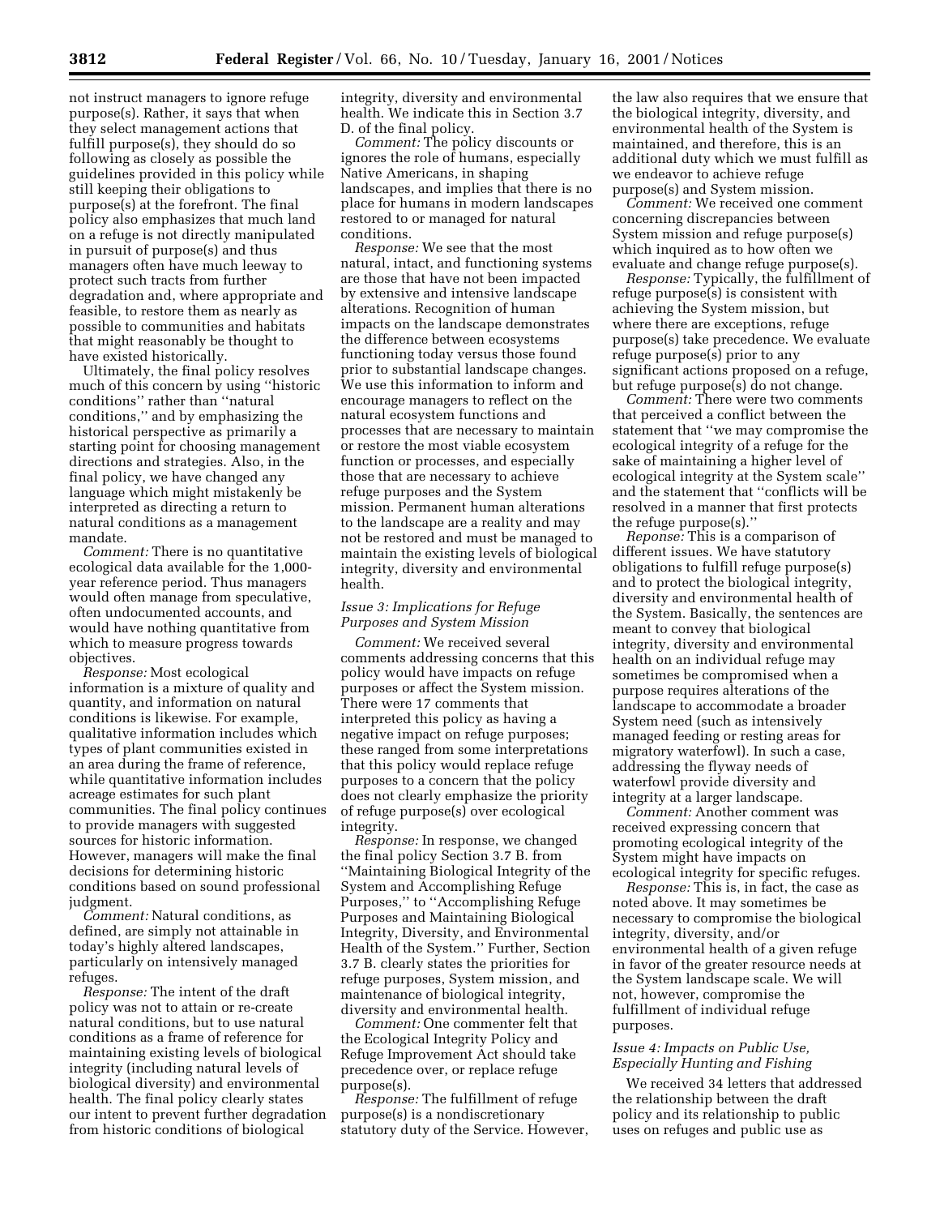not instruct managers to ignore refuge purpose(s). Rather, it says that when they select management actions that fulfill purpose(s), they should do so following as closely as possible the guidelines provided in this policy while still keeping their obligations to purpose(s) at the forefront. The final policy also emphasizes that much land on a refuge is not directly manipulated in pursuit of purpose(s) and thus managers often have much leeway to protect such tracts from further degradation and, where appropriate and feasible, to restore them as nearly as possible to communities and habitats that might reasonably be thought to have existed historically.

Ultimately, the final policy resolves much of this concern by using ''historic conditions'' rather than ''natural conditions,'' and by emphasizing the historical perspective as primarily a starting point for choosing management directions and strategies. Also, in the final policy, we have changed any language which might mistakenly be interpreted as directing a return to natural conditions as a management mandate.

*Comment:* There is no quantitative ecological data available for the 1,000-year reference period. Thus managers would often manage from speculative, often undocumented accounts, and would have nothing quantitative from which to measure progress towards objectives.

*Response:* Most ecological information is a mixture of quality and quantity, and information on natural conditions is likewise. For example, qualitative information includes which types of plant communities existed in an area during the frame of reference, while quantitative information includes acreage estimates for such plant communities. The final policy continues to provide managers with suggested sources for historic information. However, managers will make the final decisions for determining historic conditions based on sound professional judgment.

*Comment:* Natural conditions, as defined, are simply not attainable in today's highly altered landscapes, particularly on intensively managed refuges.

*Response:* The intent of the draft policy was not to attain or re-create natural conditions, but to use natural conditions as a frame of reference for maintaining existing levels of biological integrity (including natural levels of biological diversity) and environmental health. The final policy clearly states our intent to prevent further degradation from historic conditions of biological integrity, diversity and environmental health. We indicate this in Section 3.7 D. of the final policy.

*Comment:* The policy discounts or ignores the role of humans, especially Native Americans, in shaping landscapes, and implies that there is no place for humans in modern landscapes restored to or managed for natural conditions.

*Response:* We see that the most natural, intact, and functioning systems are those that have not been impacted by extensive and intensive landscape alterations. Recognition of human impacts on the landscape demonstrates the difference between ecosystems functioning today versus those found prior to substantial landscape changes. We use this information to inform and encourage managers to reflect on the natural ecosystem functions and processes that are necessary to maintain or restore the most viable ecosystem function or processes, and especially those that are necessary to achieve refuge purposes and the System mission. Permanent human alterations to the landscape are a reality and may not be restored and must be managed to maintain the existing levels of biological integrity, diversity and environmental health.

### *Issue 3: Implications for Refuge Purposes and System Mission*

*Comment:* We received several comments addressing concerns that this policy would have impacts on refuge purposes or affect the System mission. There were 17 comments that interpreted this policy as having a negative impact on refuge purposes; these ranged from some interpretations that this policy would replace refuge purposes to a concern that the policy does not clearly emphasize the priority of refuge purpose(s) over ecological integrity.

*Response:* In response, we changed the final policy Section 3.7 B. from ''Maintaining Biological Integrity of the System and Accomplishing Refuge Purposes,'' to ''Accomplishing Refuge Purposes and Maintaining Biological Integrity, Diversity, and Environmental Health of the System.'' Further, Section 3.7 B. clearly states the priorities for refuge purposes, System mission, and maintenance of biological integrity, diversity and environmental health.

*Comment:* One commenter felt that the Ecological Integrity Policy and Refuge Improvement Act should take precedence over, or replace refuge purpose(s).

*Response:* The fulfillment of refuge purpose(s) is a nondiscretionary statutory duty of the Service. However, the law also requires that we ensure that the biological integrity, diversity, and environmental health of the System is maintained, and therefore, this is an additional duty which we must fulfill as we endeavor to achieve refuge purpose(s) and System mission.

*Comment:* We received one comment concerning discrepancies between System mission and refuge purpose(s) which inquired as to how often we evaluate and change refuge purpose(s).

*Response:* Typically, the fulfillment of refuge purpose(s) is consistent with achieving the System mission, but where there are exceptions, refuge purpose(s) take precedence. We evaluate refuge purpose(s) prior to any significant actions proposed on a refuge, but refuge purpose(s) do not change.

*Comment:* There were two comments that perceived a conflict between the statement that ''we may compromise the ecological integrity of a refuge for the sake of maintaining a higher level of ecological integrity at the System scale'' and the statement that ''conflicts will be resolved in a manner that first protects the refuge purpose(s).''

*Reponse:* This is a comparison of different issues. We have statutory obligations to fulfill refuge purpose(s) and to protect the biological integrity, diversity and environmental health of the System. Basically, the sentences are meant to convey that biological integrity, diversity and environmental health on an individual refuge may sometimes be compromised when a purpose requires alterations of the landscape to accommodate a broader System need (such as intensively managed feeding or resting areas for migratory waterfowl). In such a case, addressing the flyway needs of waterfowl provide diversity and integrity at a larger landscape.

*Comment:* Another comment was received expressing concern that promoting ecological integrity of the System might have impacts on ecological integrity for specific refuges.

*Response:* This is, in fact, the case as noted above. It may sometimes be necessary to compromise the biological integrity, diversity, and/or environmental health of a given refuge in favor of the greater resource needs at the System landscape scale. We will not, however, compromise the fulfillment of individual refuge purposes.

### *Issue 4: Impacts on Public Use, Especially Hunting and Fishing*

We received 34 letters that addressed the relationship between the draft policy and its relationship to public uses on refuges and public use as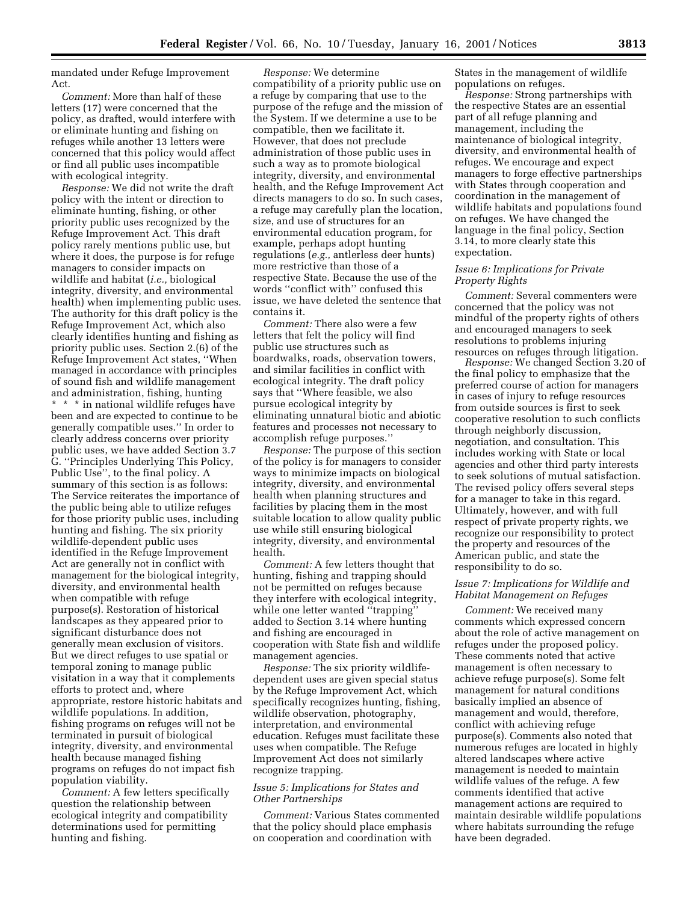mandated under Refuge Improvement Act.

*Comment:* More than half of these letters (17) were concerned that the policy, as drafted, would interfere with or eliminate hunting and fishing on refuges while another 13 letters were concerned that this policy would affect or find all public uses incompatible with ecological integrity.

*Response:* We did not write the draft policy with the intent or direction to eliminate hunting, fishing, or other priority public uses recognized by the Refuge Improvement Act. This draft policy rarely mentions public use, but where it does, the purpose is for refuge managers to consider impacts on wildlife and habitat (*i.e.,* biological integrity, diversity, and environmental health) when implementing public uses. The authority for this draft policy is the Refuge Improvement Act, which also clearly identifies hunting and fishing as priority public uses. Section 2.(6) of the Refuge Improvement Act states, ''When managed in accordance with principles of sound fish and wildlife management and administration, fishing, hunting * * * in national wildlife refuges have been and are expected to continue to be generally compatible uses.'' In order to clearly address concerns over priority public uses, we have added Section 3.7 G. ''Principles Underlying This Policy, Public Use'', to the final policy. A summary of this section is as follows: The Service reiterates the importance of the public being able to utilize refuges for those priority public uses, including hunting and fishing. The six priority wildlife-dependent public uses identified in the Refuge Improvement Act are generally not in conflict with management for the biological integrity, diversity, and environmental health when compatible with refuge purpose(s). Restoration of historical landscapes as they appeared prior to significant disturbance does not generally mean exclusion of visitors. But we direct refuges to use spatial or temporal zoning to manage public visitation in a way that it complements efforts to protect and, where appropriate, restore historic habitats and wildlife populations. In addition, fishing programs on refuges will not be terminated in pursuit of biological integrity, diversity, and environmental health because managed fishing programs on refuges do not impact fish population viability.

*Comment:* A few letters specifically question the relationship between ecological integrity and compatibility determinations used for permitting hunting and fishing.

*Response:* We determine compatibility of a priority public use on a refuge by comparing that use to the purpose of the refuge and the mission of the System. If we determine a use to be compatible, then we facilitate it. However, that does not preclude administration of those public uses in such a way as to promote biological integrity, diversity, and environmental health, and the Refuge Improvement Act directs managers to do so. In such cases, a refuge may carefully plan the location, size, and use of structures for an environmental education program, for example, perhaps adopt hunting regulations (*e.g.,* antlerless deer hunts) more restrictive than those of a respective State. Because the use of the words ''conflict with'' confused this issue, we have deleted the sentence that contains it.

*Comment:* There also were a few letters that felt the policy will find public use structures such as boardwalks, roads, observation towers, and similar facilities in conflict with ecological integrity. The draft policy says that ''Where feasible, we also pursue ecological integrity by eliminating unnatural biotic and abiotic features and processes not necessary to accomplish refuge purposes.''

*Response:* The purpose of this section of the policy is for managers to consider ways to minimize impacts on biological integrity, diversity, and environmental health when planning structures and facilities by placing them in the most suitable location to allow quality public use while still ensuring biological integrity, diversity, and environmental health.

*Comment:* A few letters thought that hunting, fishing and trapping should not be permitted on refuges because they interfere with ecological integrity, while one letter wanted ''trapping'' added to Section 3.14 where hunting and fishing are encouraged in cooperation with State fish and wildlife management agencies.

*Response:* The six priority wildlife-dependent uses are given special status by the Refuge Improvement Act, which specifically recognizes hunting, fishing, wildlife observation, photography, interpretation, and environmental education. Refuges must facilitate these uses when compatible. The Refuge Improvement Act does not similarly recognize trapping.

### *Issue 5: Implications for States and Other Partnerships*

*Comment:* Various States commented that the policy should place emphasis on cooperation and coordination with States in the management of wildlife populations on refuges.

*Response:* Strong partnerships with the respective States are an essential part of all refuge planning and management, including the maintenance of biological integrity, diversity, and environmental health of refuges. We encourage and expect managers to forge effective partnerships with States through cooperation and coordination in the management of wildlife habitats and populations found on refuges. We have changed the language in the final policy, Section 3.14, to more clearly state this expectation.

### *Issue 6: Implications for Private Property Rights*

*Comment:* Several commenters were concerned that the policy was not mindful of the property rights of others and encouraged managers to seek resolutions to problems injuring resources on refuges through litigation.

*Response:* We changed Section 3.20 of the final policy to emphasize that the preferred course of action for managers in cases of injury to refuge resources from outside sources is first to seek cooperative resolution to such conflicts through neighborly discussion, negotiation, and consultation. This includes working with State or local agencies and other third party interests to seek solutions of mutual satisfaction. The revised policy offers several steps for a manager to take in this regard. Ultimately, however, and with full respect of private property rights, we recognize our responsibility to protect the property and resources of the American public, and state the responsibility to do so.

### *Issue 7: Implications for Wildlife and Habitat Management on Refuges*

*Comment:* We received many comments which expressed concern about the role of active management on refuges under the proposed policy. These comments noted that active management is often necessary to achieve refuge purpose(s). Some felt management for natural conditions basically implied an absence of management and would, therefore, conflict with achieving refuge purpose(s). Comments also noted that numerous refuges are located in highly altered landscapes where active management is needed to maintain wildlife values of the refuge. A few comments identified that active management actions are required to maintain desirable wildlife populations where habitats surrounding the refuge have been degraded.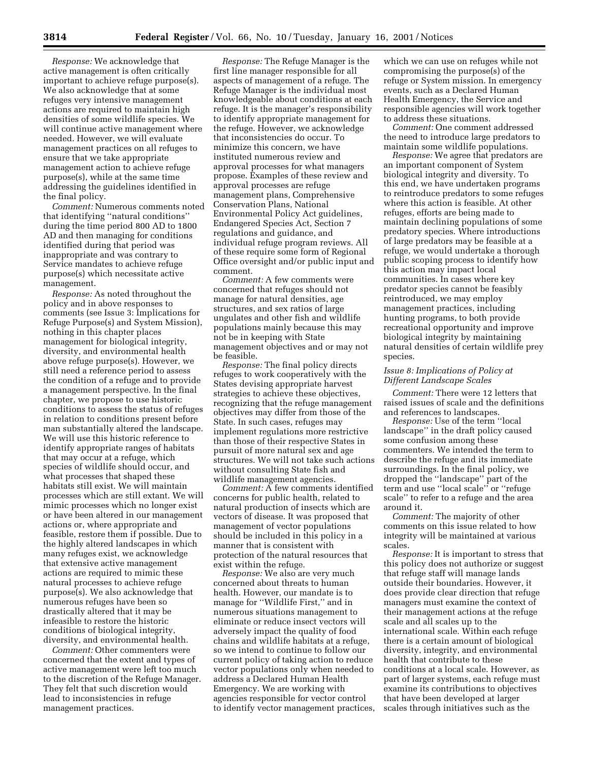*Response:* We acknowledge that active management is often critically important to achieve refuge purpose(s). We also acknowledge that at some refuges very intensive management actions are required to maintain high densities of some wildlife species. We will continue active management where needed. However, we will evaluate management practices on all refuges to ensure that we take appropriate management action to achieve refuge purpose(s), while at the same time addressing the guidelines identified in the final policy.

*Comment:* Numerous comments noted that identifying ''natural conditions'' during the time period 800 AD to 1800 AD and then managing for conditions identified during that period was inappropriate and was contrary to Service mandates to achieve refuge purpose(s) which necessitate active management.

*Response:* As noted throughout the policy and in above responses to comments (see Issue 3: Implications for Refuge Purpose(s) and System Mission), nothing in this chapter places management for biological integrity, diversity, and environmental health above refuge purpose(s). However, we still need a reference period to assess the condition of a refuge and to provide a management perspective. In the final chapter, we propose to use historic conditions to assess the status of refuges in relation to conditions present before man substantially altered the landscape. We will use this historic reference to identify appropriate ranges of habitats that may occur at a refuge, which species of wildlife should occur, and what processes that shaped these habitats still exist. We will maintain processes which are still extant. We will mimic processes which no longer exist or have been altered in our management actions or, where appropriate and feasible, restore them if possible. Due to the highly altered landscapes in which many refuges exist, we acknowledge that extensive active management actions are required to mimic these natural processes to achieve refuge purpose(s). We also acknowledge that numerous refuges have been so drastically altered that it may be infeasible to restore the historic conditions of biological integrity, diversity, and environmental health.

*Comment:* Other commenters were concerned that the extent and types of active management were left too much to the discretion of the Refuge Manager. They felt that such discretion would lead to inconsistencies in refuge management practices.

*Response:* The Refuge Manager is the first line manager responsible for all aspects of management of a refuge. The Refuge Manager is the individual most knowledgeable about conditions at each refuge. It is the manager's responsibility to identify appropriate management for the refuge. However, we acknowledge that inconsistencies do occur. To minimize this concern, we have instituted numerous review and approval processes for what managers propose. Examples of these review and approval processes are refuge management plans, Comprehensive Conservation Plans, National Environmental Policy Act guidelines, Endangered Species Act, Section 7 regulations and guidance, and individual refuge program reviews. All of these require some form of Regional Office oversight and/or public input and comment.

*Comment:* A few comments were concerned that refuges should not manage for natural densities, age structures, and sex ratios of large ungulates and other fish and wildlife populations mainly because this may not be in keeping with State management objectives and or may not be feasible.

*Response:* The final policy directs refuges to work cooperatively with the States devising appropriate harvest strategies to achieve these objectives, recognizing that the refuge management objectives may differ from those of the State. In such cases, refuges may implement regulations more restrictive than those of their respective States in pursuit of more natural sex and age structures. We will not take such actions without consulting State fish and wildlife management agencies.

*Comment:* A few comments identified concerns for public health, related to natural production of insects which are vectors of disease. It was proposed that management of vector populations should be included in this policy in a manner that is consistent with protection of the natural resources that exist within the refuge.

*Response:* We also are very much concerned about threats to human health. However, our mandate is to manage for ''Wildlife First,'' and in numerous situations management to eliminate or reduce insect vectors will adversely impact the quality of food chains and wildlife habitats at a refuge, so we intend to continue to follow our current policy of taking action to reduce vector populations only when needed to address a Declared Human Health Emergency. We are working with agencies responsible for vector control to identify vector management practices, which we can use on refuges while not compromising the purpose(s) of the refuge or System mission. In emergency events, such as a Declared Human Health Emergency, the Service and responsible agencies will work together to address these situations.

*Comment:* One comment addressed the need to introduce large predators to maintain some wildlife populations.

*Response:* We agree that predators are an important component of System biological integrity and diversity. To this end, we have undertaken programs to reintroduce predators to some refuges where this action is feasible. At other refuges, efforts are being made to maintain declining populations of some predatory species. Where introductions of large predators may be feasible at a refuge, we would undertake a thorough public scoping process to identify how this action may impact local communities. In cases where key predator species cannot be feasibly reintroduced, we may employ management practices, including hunting programs, to both provide recreational opportunity and improve biological integrity by maintaining natural densities of certain wildlife prey species.

### *Issue 8: Implications of Policy at Different Landscape Scales*

*Comment:* There were 12 letters that raised issues of scale and the definitions and references to landscapes.

*Response:* Use of the term ''local landscape'' in the draft policy caused some confusion among these commenters. We intended the term to describe the refuge and its immediate surroundings. In the final policy, we dropped the ''landscape'' part of the term and use ''local scale'' or ''refuge scale'' to refer to a refuge and the area around it.

*Comment:* The majority of other comments on this issue related to how integrity will be maintained at various scales.

*Response:* It is important to stress that this policy does not authorize or suggest that refuge staff will manage lands outside their boundaries. However, it does provide clear direction that refuge managers must examine the context of their management actions at the refuge scale and all scales up to the international scale. Within each refuge there is a certain amount of biological diversity, integrity, and environmental health that contribute to these conditions at a local scale. However, as part of larger systems, each refuge must examine its contributions to objectives that have been developed at larger scales through initiatives such as the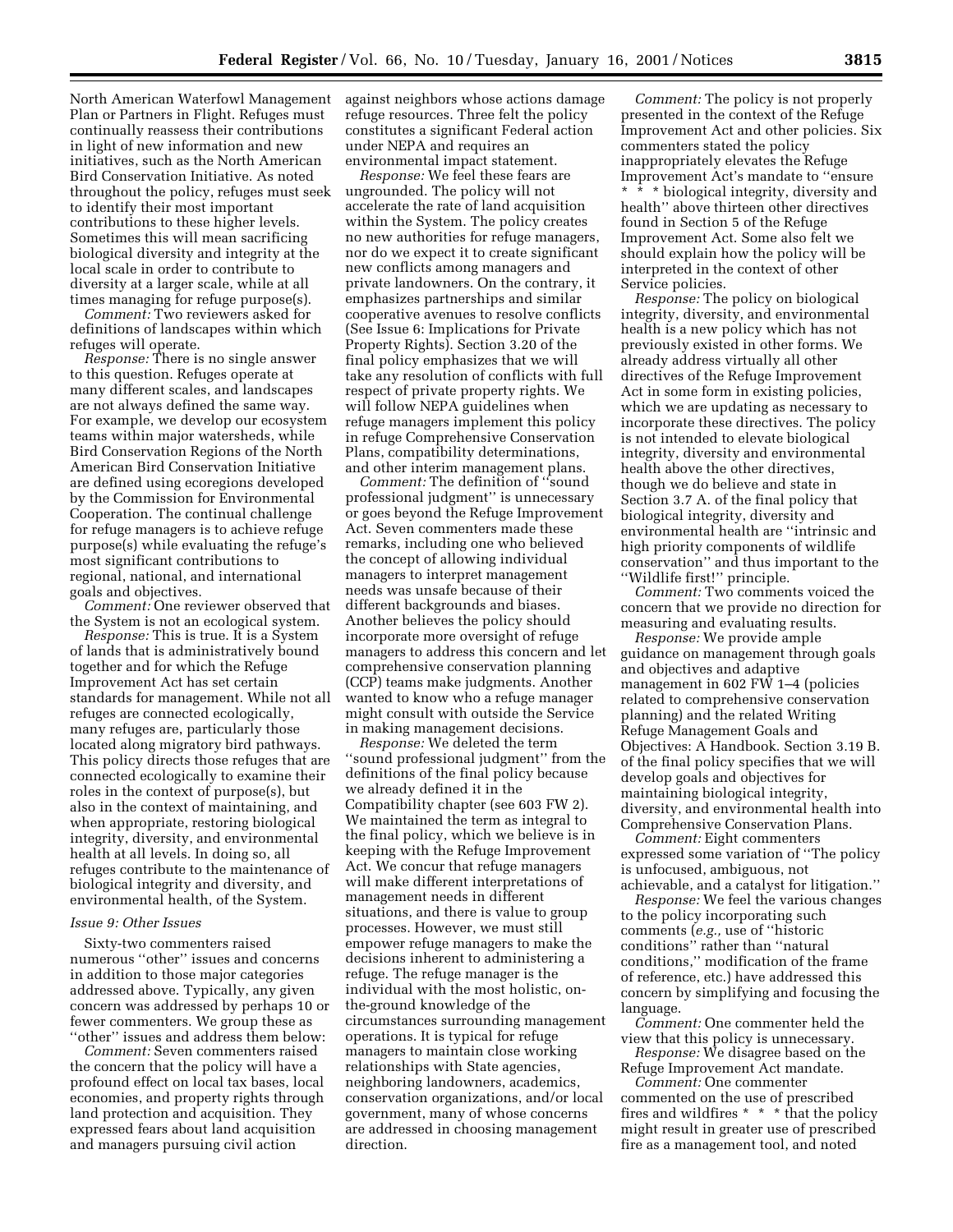North American Waterfowl Management Plan or Partners in Flight. Refuges must continually reassess their contributions in light of new information and new initiatives, such as the North American Bird Conservation Initiative. As noted throughout the policy, refuges must seek to identify their most important contributions to these higher levels. Sometimes this will mean sacrificing biological diversity and integrity at the local scale in order to contribute to diversity at a larger scale, while at all times managing for refuge purpose(s).

*Comment:* Two reviewers asked for definitions of landscapes within which refuges will operate.

*Response:* There is no single answer to this question. Refuges operate at many different scales, and landscapes are not always defined the same way. For example, we develop our ecosystem teams within major watersheds, while Bird Conservation Regions of the North American Bird Conservation Initiative are defined using ecoregions developed by the Commission for Environmental Cooperation. The continual challenge for refuge managers is to achieve refuge purpose(s) while evaluating the refuge's most significant contributions to regional, national, and international goals and objectives.

*Comment:* One reviewer observed that the System is not an ecological system.

*Response:* This is true. It is a System of lands that is administratively bound together and for which the Refuge Improvement Act has set certain standards for management. While not all refuges are connected ecologically, many refuges are, particularly those located along migratory bird pathways. This policy directs those refuges that are connected ecologically to examine their roles in the context of purpose(s), but also in the context of maintaining, and when appropriate, restoring biological integrity, diversity, and environmental health at all levels. In doing so, all refuges contribute to the maintenance of biological integrity and diversity, and environmental health, of the System.

*Issue 9: Other Issues*

Sixty-two commenters raised numerous ''other'' issues and concerns in addition to those major categories addressed above. Typically, any given concern was addressed by perhaps 10 or fewer commenters. We group these as ''other'' issues and address them below:

*Comment:* Seven commenters raised the concern that the policy will have a profound effect on local tax bases, local economies, and property rights through land protection and acquisition. They expressed fears about land acquisition and managers pursuing civil action against neighbors whose actions damage refuge resources. Three felt the policy constitutes a significant Federal action under NEPA and requires an environmental impact statement.

*Response:* We feel these fears are unfounded. The policy will not accelerate the rate of land acquisition within the System. The policy creates no new authorities for refuge managers, nor do we expect it to create significant new conflicts among managers and private landowners. On the contrary, it emphasizes partnerships and similar cooperative avenues to resolve conflicts (See Issue 6: Implications for Private Property Rights). Section 3.20 of the final policy emphasizes that we will take any resolution of conflicts with full respect of private property rights. We will follow NEPA guidelines when refuge managers implement this policy in refuge Comprehensive Conservation Plans, compatibility determinations, and other interim management plans.

*Comment:* The definition of ''sound professional judgment'' is unnecessary or goes beyond the Refuge Improvement Act. Seven commenters made these remarks, including one who believed the concept of allowing individual managers to interpret management needs was unsafe because of their different backgrounds and biases. Another believes the policy should incorporate more oversight of refuge managers to address this concern and let comprehensive conservation planning (CCP) teams make judgments. Another wanted to know who a refuge manager might consult with outside the Service in making management decisions.

*Response:* We deleted the term ''sound professional judgment'' from the definitions of the final policy because we already defined it in the Compatibility chapter (see 603 FW 2). We maintained the term as integral to the final policy, which we believe is in keeping with the Refuge Improvement Act. We concur that refuge managers will make different interpretations of management needs in different situations, and there is value to group processes. However, we must still empower refuge managers to make the decisions inherent to administering a refuge. The refuge manager is the individual with the most holistic, on-the-ground knowledge of the circumstances surrounding management operations. It is typical for refuge managers to maintain close working relationships with State agencies, neighboring landowners, academics, conservation organizations, and/or local government, many of whose concerns are addressed in choosing management direction.

*Comment:* The policy is not properly presented in the context of the Refuge Improvement Act and other policies. Six commenters stated the policy inappropriately elevates the Refuge Improvement Act's mandate to ''ensure * * * biological integrity, diversity and health'' above thirteen other directives found in Section 5 of the Refuge Improvement Act. Some also felt we should explain how the policy will be interpreted in the context of other Service policies.

*Response:* The policy on biological integrity, diversity, and environmental health is a new policy which has not previously existed in other forms. We already address virtually all other directives of the Refuge Improvement Act in some form in existing policies, which we are updating as necessary to incorporate these directives. The policy is not intended to elevate biological integrity, diversity and environmental health above the other directives, though we do believe and state in Section 3.7 A. of the final policy that biological integrity, diversity and environmental health are ''intrinsic and high priority components of wildlife conservation'' and thus important to the ''Wildlife first!'' principle.

*Comment:* Two comments voiced the concern that we provide no direction for measuring and evaluating results.

*Response:* We provide ample guidance on management through goals and objectives and adaptive management in 602 FW 1–4 (policies related to comprehensive conservation planning) and the related Writing Refuge Management Goals and Objectives: A Handbook. Section 3.19 B. of the final policy specifies that we will develop goals and objectives for maintaining biological integrity, diversity, and environmental health into Comprehensive Conservation Plans.

*Comment:* Eight commenters expressed some variation of ''The policy is unfocused, ambiguous, not achievable, and a catalyst for litigation.''

*Response:* We feel the various changes to the policy incorporating such comments (*e.g.,* use of ''historic conditions'' rather than ''natural conditions,'' modification of the frame of reference, etc.) have addressed this concern by simplifying and focusing the language.

*Comment:* One commenter held the view that this policy is unnecessary.

*Response:* We disagree based on the Refuge Improvement Act mandate.

*Comment:* One commenter commented on the use of prescribed fires and wildfires * * * that the policy might result in greater use of prescribed fire as a management tool, and noted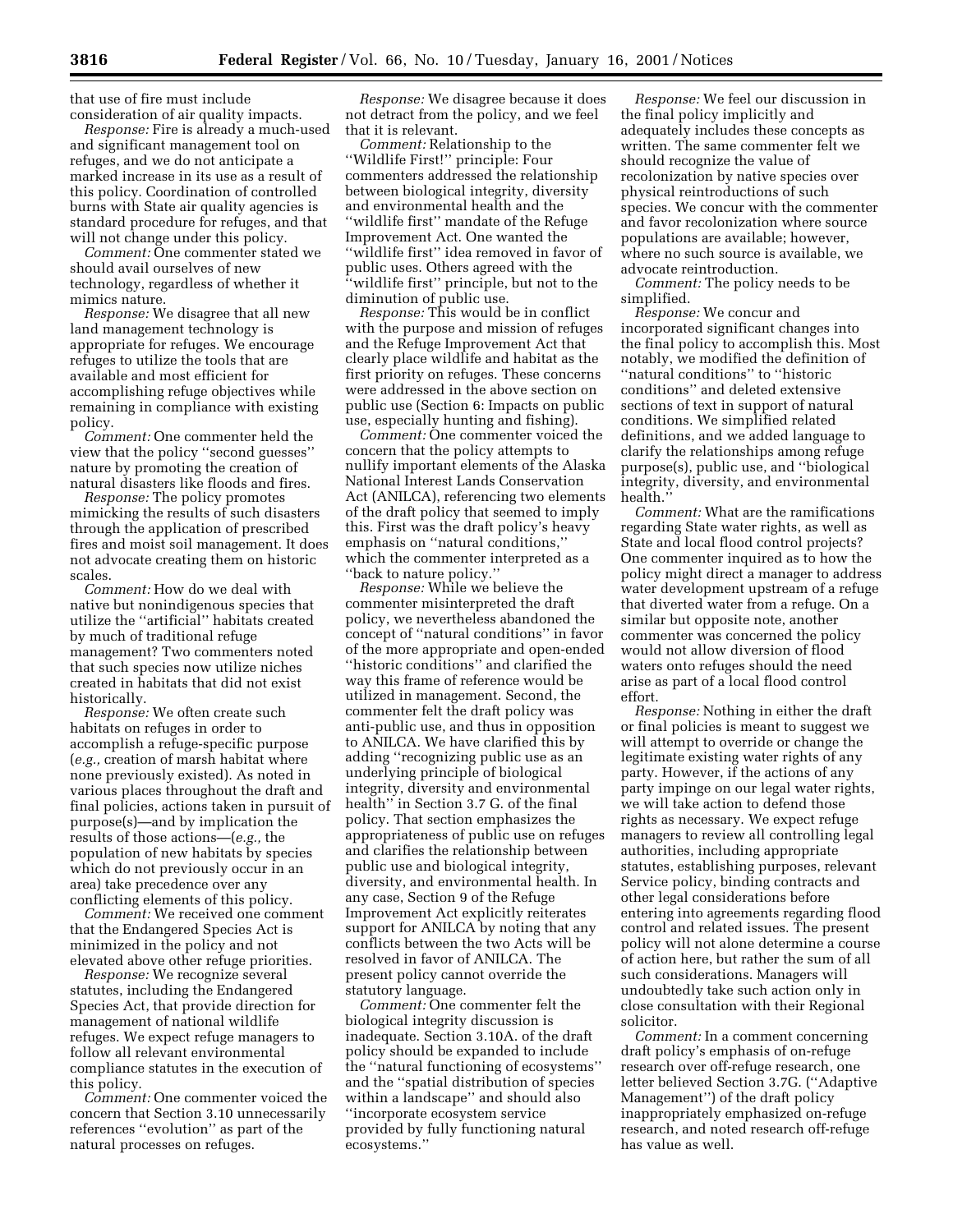that use of fire must include consideration of air quality impacts.

*Response:* Fire is already a much-used and significant management tool on refuges, and we do not anticipate a marked increase in its use as a result of this policy. Coordination of controlled burns with State air quality agencies is standard procedure for refuges, and that will not change under this policy.

*Comment:* One commenter stated we should avail ourselves of new technology, regardless of whether it mimics nature.

*Response:* We disagree that all new land management technology is appropriate for refuges. We encourage refuges to utilize the tools that are available and most efficient for accomplishing refuge objectives while remaining in compliance with existing policy.

*Comment:* One commenter held the view that the policy ''second guesses'' nature by promoting the creation of natural disasters like floods and fires.

*Response:* The policy promotes mimicking the results of such disasters through the application of prescribed fires and moist soil management. It does not advocate creating them on historic scales.

*Comment:* How do we deal with native but nonindigenous species that utilize the ''artificial'' habitats created by much of traditional refuge management? Two commenters noted that such species now utilize niches created in habitats that did not exist historically.

*Response:* We often create such habitats on refuges in order to accomplish a refuge-specific purpose (*e.g.,* creation of marsh habitat where none previously existed). As noted in various places throughout the draft and final policies, actions taken in pursuit of purpose(s)—and by implication the results of those actions—(*e.g.,* the population of new habitats by species which do not previously occur in an area) take precedence over any conflicting elements of this policy.

*Comment:* We received one comment that the Endangered Species Act is minimized in the policy and not elevated above other refuge priorities.

*Response:* We recognize several statutes, including the Endangered Species Act, that provide direction for management of national wildlife refuges. We expect refuge managers to follow all relevant environmental compliance statutes in the execution of this policy.

*Comment:* One commenter voiced the concern that Section 3.10 unnecessarily references ''evolution'' as part of the natural processes on refuges.

*Response:* We disagree because it does not detract from the policy, and we feel that it is relevant.

*Comment:* Relationship to the ''Wildlife First!'' principle: Four commenters addressed the relationship between biological integrity, diversity and environmental health and the ''wildlife first'' mandate of the Refuge Improvement Act. One wanted the ''wildlife first'' idea removed in favor of public uses. Others agreed with the ''wildlife first'' principle, but not to the diminution of public use.

*Response:* This would be in conflict with the purpose and mission of refuges and the Refuge Improvement Act that clearly place wildlife and habitat as the first priority on refuges. These concerns were addressed in the above section on public use (Section 6: Impacts on public use, especially hunting and fishing).

*Comment:* One commenter voiced the concern that the policy attempts to nullify important elements of the Alaska National Interest Lands Conservation Act (ANILCA), referencing two elements of the draft policy that seemed to imply this. First was the draft policy's heavy emphasis on ''natural conditions,'' which the commenter interpreted as a ''back to nature policy.''

*Response:* While we believe the commenter misinterpreted the draft policy, we nevertheless abandoned the concept of ''natural conditions'' in favor of the more appropriate and open-ended ''historic conditions'' and clarified the way this frame of reference would be utilized in management. Second, the commenter felt the draft policy was anti-public use, and thus in opposition to ANILCA. We have clarified this by adding ''recognizing public use as an underlying principle of biological integrity, diversity and environmental health'' in Section 3.7 G. of the final policy. That section emphasizes the appropriateness of public use on refuges and clarifies the relationship between public use and biological integrity, diversity, and environmental health. In any case, Section 9 of the Refuge Improvement Act explicitly reiterates support for ANILCA by noting that any conflicts between the two Acts will be resolved in favor of ANILCA. The present policy cannot override the statutory language.

*Comment:* One commenter felt the biological integrity discussion is inadequate. Section 3.10A. of the draft policy should be expanded to include the ''natural functioning of ecosystems'' and the ''spatial distribution of species within a landscape'' and should also ''incorporate ecosystem service provided by fully functioning natural ecosystems.''

*Response:* We feel our discussion in the final policy implicitly and adequately includes these concepts as written. The same commenter felt we should recognize the value of recolonization by native species over physical reintroductions of such species. We concur with the commenter and favor recolonization where source populations are available; however, where no such source is available, we advocate reintroduction.

*Comment:* The policy needs to be simplified.

*Response:* We concur and incorporated significant changes into the final policy to accomplish this. Most notably, we modified the definition of ''natural conditions'' to ''historic conditions'' and deleted extensive sections of text in support of natural conditions. We simplified related definitions, and we added language to clarify the relationships among refuge purpose(s), public use, and ''biological integrity, diversity, and environmental health.''

*Comment:* What are the ramifications regarding State water rights, as well as State and local flood control projects? One commenter inquired as to how the policy might direct a manager to address water development upstream of a refuge that diverted water from a refuge. On a similar but opposite note, another commenter was concerned the policy would not allow diversion of flood waters onto refuges should the need arise as part of a local flood control effort.

*Response:* Nothing in either the draft or final policies is meant to suggest we will attempt to override or change the legitimate existing water rights of any party. However, if the actions of any party impinge on our legal water rights, we will take action to defend those rights as necessary. We expect refuge managers to review all controlling legal authorities, including appropriate statutes, establishing purposes, relevant Service policy, binding contracts and other legal considerations before entering into agreements regarding flood control and related issues. The present policy will not alone determine a course of action here, but rather the sum of all such considerations. Managers will undoubtedly take such action only in close consultation with their Regional solicitor.

*Comment:* In a comment concerning draft policy's emphasis of on-refuge research over off-refuge research, one letter believed Section 3.7G. (''Adaptive Management'') of the draft policy inappropriately emphasized on-refuge research, and noted research off-refuge has value as well.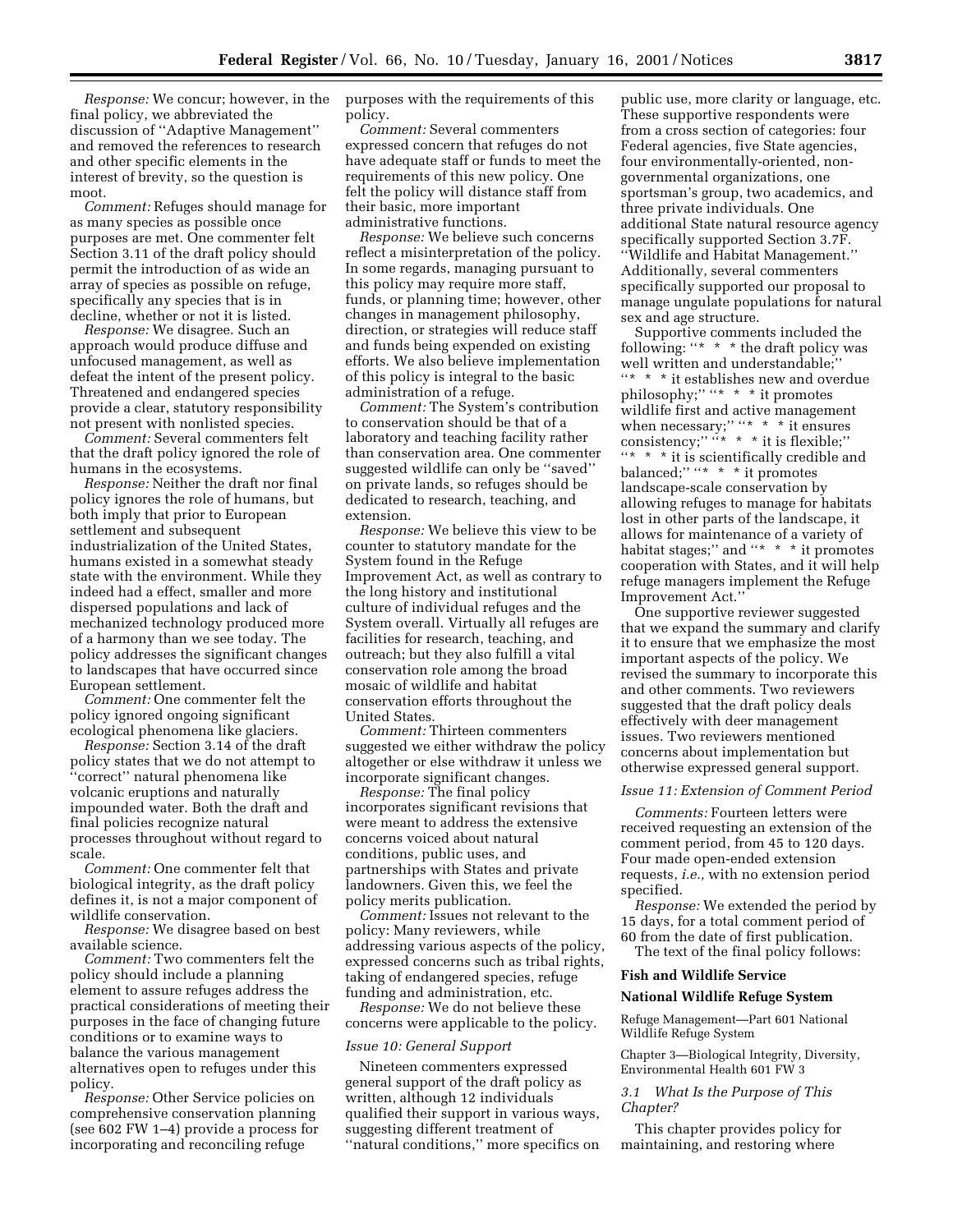*Response:* We concur; however, in the final policy, we abbreviated the discussion of ''Adaptive Management'' and removed the references to research and other specific elements in the interest of brevity, so the question is moot.

*Comment:* Refuges should manage for as many species as possible once purposes are met. One commenter felt Section 3.11 of the draft policy should permit the introduction of as wide an array of species as possible on refuge, specifically any species that is in decline, whether or not it is listed.

*Response:* We disagree. Such an approach would produce diffuse and unfocused management, as well as defeat the intent of the present policy. Threatened and endangered species provide a clear, statutory responsibility not present with nonlisted species.

*Comment:* Several commenters felt that the draft policy ignored the role of humans in the ecosystems.

*Response:* Neither the draft nor final policy ignores the role of humans, but both imply that prior to European settlement and subsequent industrialization of the United States, humans existed in a somewhat steady state with the environment. While they indeed had a effect, smaller and more dispersed populations and lack of mechanized technology produced more of a harmony than we see today. The policy addresses the significant changes to landscapes that have occurred since European settlement.

*Comment:* One commenter felt the policy ignored ongoing significant ecological phenomena like glaciers.

*Response:* Section 3.14 of the draft policy states that we do not attempt to ''correct'' natural phenomena like volcanic eruptions and naturally impounded water. Both the draft and final policies recognize natural processes throughout without regard to scale.

*Comment:* One commenter felt that biological integrity, as the draft policy defines it, is not a major component of wildlife conservation.

*Response:* We disagree based on best available science.

*Comment:* Two commenters felt the policy should include a planning element to assure refuges address the practical considerations of meeting their purposes in the face of changing future conditions or to examine ways to balance the various management alternatives open to refuges under this policy.

*Response:* Other Service policies on comprehensive conservation planning (see 602 FW 1–4) provide a process for incorporating and reconciling refuge purposes with the requirements of this policy.

*Comment:* Several commenters expressed concern that refuges do not have adequate staff or funds to meet the requirements of this new policy. One felt the policy will distance staff from their basic, more important administrative functions.

*Response:* We believe such concerns reflect a misinterpretation of the policy. In some regards, managing pursuant to this policy may require more staff, funds, or planning time; however, other changes in management philosophy, direction, or strategies will reduce staff and funds being expended on existing efforts. We also believe implementation of this policy is integral to the basic administration of a refuge.

*Comment:* The System's contribution to conservation should be that of a laboratory and teaching facility rather than conservation area. One commenter suggested wildlife can only be ''saved'' on private lands, so refuges should be dedicated to research, teaching, and extension.

*Response:* We believe this view to be counter to statutory mandate for the System found in the Refuge Improvement Act, as well as contrary to the long history and institutional culture of individual refuges and the System overall. Virtually all refuges are facilities for research, teaching, and outreach; but they also fulfill a vital conservation role among the broad mosaic of wildlife and habitat conservation efforts throughout the United States.

*Comment:* Thirteen commenters suggested we either withdraw the policy altogether or else withdraw it unless we incorporate significant changes.

*Response:* The final policy incorporates significant revisions that were meant to address the extensive concerns voiced about natural conditions, public uses, and partnerships with States and private landowners. Given this, we feel the policy merits publication.

*Comment:* Issues not relevant to the policy: Many reviewers, while addressing various aspects of the policy, expressed concerns such as tribal rights, taking of endangered species, refuge funding and administration, etc.

*Response:* We do not believe these concerns were applicable to the policy.

*Issue 10: General Support*

Nineteen commenters expressed general support of the draft policy as written, although 12 individuals qualified their support in various ways, suggesting different treatment of ''natural conditions,'' more specifics on public use, more clarity or language, etc. These supportive respondents were from a cross section of categories: four Federal agencies, five State agencies, four environmentally-oriented, non-governmental organizations, one sportsman's group, two academics, and three private individuals. One additional State natural resource agency specifically supported Section 3.7F. ''Wildlife and Habitat Management.'' Additionally, several commenters specifically supported our proposal to manage ungulate populations for natural sex and age structure.

Supportive comments included the following: ''* * * the draft policy was well written and understandable;'' ''* * * it establishes new and overdue philosophy;'' ''* * * it promotes wildlife first and active management when necessary;'' ''* * * it ensures consistency;'' ''* * * it is flexible;'' ''* * * it is scientifically credible and balanced;'' ''* * * it promotes landscape-scale conservation by allowing refuges to manage for habitats lost in other parts of the landscape, it allows for maintenance of a variety of habitat stages;'' and ''* * * it promotes cooperation with States, and it will help refuge managers implement the Refuge Improvement Act.''

One supportive reviewer suggested that we expand the summary and clarify it to ensure that we emphasize the most important aspects of the policy. We revised the summary to incorporate this and other comments. Two reviewers suggested that the draft policy deals effectively with deer management issues. Two reviewers mentioned concerns about implementation but otherwise expressed general support.

*Issue 11: Extension of Comment Period*

*Comments:* Fourteen letters were received requesting an extension of the comment period, from 45 to 120 days. Four made open-ended extension requests, *i.e.,* with no extension period specified.

*Response:* We extended the period by 15 days, for a total comment period of 60 from the date of first publication.

The text of the final policy follows:

**Fish and Wildlife Service**

**National Wildlife Refuge System**

Refuge Management—Part 601 National Wildlife Refuge System

Chapter 3—Biological Integrity, Diversity, Environmental Health 601 FW 3

*3.1 What Is the Purpose of This Chapter?*

This chapter provides policy for maintaining, and restoring where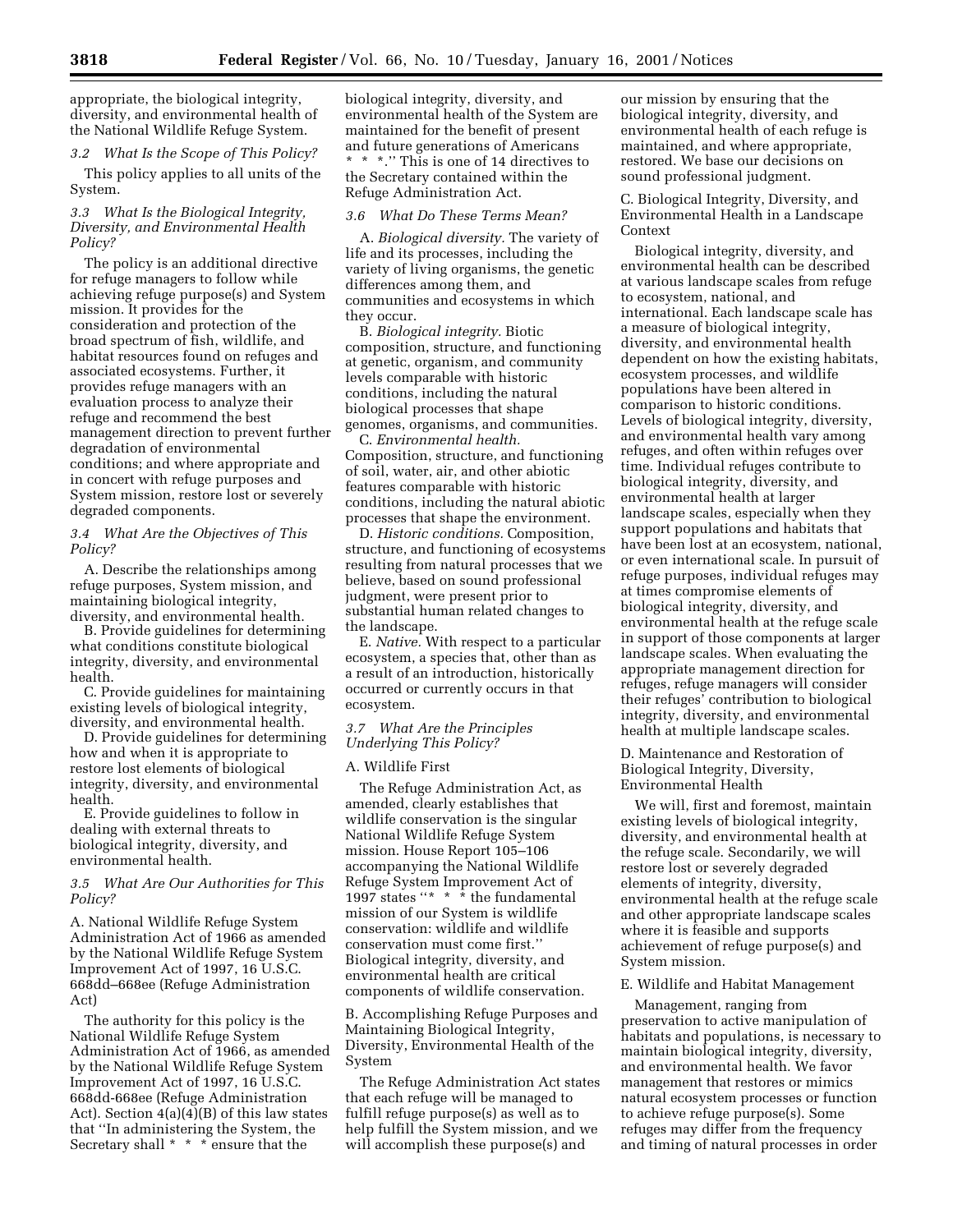appropriate, the biological integrity, diversity, and environmental health of the National Wildlife Refuge System.

### 3.2 What Is the Scope of This Policy?

This policy applies to all units of the System.

### 3.3 What Is the Biological Integrity, Diversity, and Environmental Health Policy?

The policy is an additional directive for refuge managers to follow while achieving refuge purpose(s) and System mission. It provides for the consideration and protection of the broad spectrum of fish, wildlife, and habitat resources found on refuges and associated ecosystems. Further, it provides refuge managers with an evaluation process to analyze their refuge and recommend the best management direction to prevent further degradation of environmental conditions; and where appropriate and in concert with refuge purposes and System mission, restore lost or severely degraded components.

### 3.4 What Are the Objectives of This Policy?

A. Describe the relationships among refuge purposes, System mission, and maintaining biological integrity, diversity, and environmental health.

B. Provide guidelines for determining what conditions constitute biological integrity, diversity, and environmental health.

C. Provide guidelines for maintaining existing levels of biological integrity, diversity, and environmental health.

D. Provide guidelines for determining how and when it is appropriate to restore lost elements of biological integrity, diversity, and environmental health.

E. Provide guidelines to follow in dealing with external threats to biological integrity, diversity, and environmental health.

### 3.5 What Are Our Authorities for This Policy?

A. National Wildlife Refuge System Administration Act of 1966 as amended by the National Wildlife Refuge System Improvement Act of 1997, 16 U.S.C. 668dd–668ee (Refuge Administration Act)

The authority for this policy is the National Wildlife Refuge System Administration Act of 1966, as amended by the National Wildlife Refuge System Improvement Act of 1997, 16 U.S.C. 668dd-668ee (Refuge Administration Act). Section 4(a)(4)(B) of this law states that ''In administering the System, the Secretary shall * * * ensure that the biological integrity, diversity, and environmental health of the System are maintained for the benefit of present and future generations of Americans * * *.'' This is one of 14 directives to the Secretary contained within the Refuge Administration Act.

### 3.6 What Do These Terms Mean?

A. *Biological diversity.* The variety of life and its processes, including the variety of living organisms, the genetic differences among them, and communities and ecosystems in which they occur.

B. *Biological integrity.* Biotic composition, structure, and functioning at genetic, organism, and community levels comparable with historic conditions, including the natural biological processes that shape genomes, organisms, and communities.

C. *Environmental health.* Composition, structure, and functioning of soil, water, air, and other abiotic features comparable with historic conditions, including the natural abiotic processes that shape the environment.

D. *Historic conditions.* Composition, structure, and functioning of ecosystems resulting from natural processes that we believe, based on sound professional judgment, were present prior to substantial human related changes to the landscape.

E. *Native.* With respect to a particular ecosystem, a species that, other than as a result of an introduction, historically occurred or currently occurs in that ecosystem.

### 3.7 What Are the Principles Underlying This Policy?

A. Wildlife First

The Refuge Administration Act, as amended, clearly establishes that wildlife conservation is the singular National Wildlife Refuge System mission. House Report 105–106 accompanying the National Wildlife Refuge System Improvement Act of 1997 states ''* * * the fundamental mission of our System is wildlife conservation: wildlife and wildlife conservation must come first.'' Biological integrity, diversity, and environmental health are critical components of wildlife conservation.

B. Accomplishing Refuge Purposes and Maintaining Biological Integrity, Diversity, Environmental Health of the System

The Refuge Administration Act states that each refuge will be managed to fulfill refuge purpose(s) as well as to help fulfill the System mission, and we will accomplish these purpose(s) and our mission by ensuring that the biological integrity, diversity, and environmental health of each refuge is maintained, and where appropriate, restored. We base our decisions on sound professional judgment.

C. Biological Integrity, Diversity, and Environmental Health in a Landscape Context

Biological integrity, diversity, and environmental health can be described at various landscape scales from refuge to ecosystem, national, and international. Each landscape scale has a measure of biological integrity, diversity, and environmental health dependent on how the existing habitats, ecosystem processes, and wildlife populations have been altered in comparison to historic conditions. Levels of biological integrity, diversity, and environmental health vary among refuges, and often within refuges over time. Individual refuges contribute to biological integrity, diversity, and environmental health at larger landscape scales, especially when they support populations and habitats that have been lost at an ecosystem, national, or even international scale. In pursuit of refuge purposes, individual refuges may at times compromise elements of biological integrity, diversity, and environmental health at the refuge scale in support of those components at larger landscape scales. When evaluating the appropriate management direction for refuges, refuge managers will consider their refuges' contribution to biological integrity, diversity, and environmental health at multiple landscape scales.

D. Maintenance and Restoration of Biological Integrity, Diversity, Environmental Health

We will, first and foremost, maintain existing levels of biological integrity, diversity, and environmental health at the refuge scale. Secondarily, we will restore lost or severely degraded elements of integrity, diversity, environmental health at the refuge scale and other appropriate landscape scales where it is feasible and supports achievement of refuge purpose(s) and System mission.

E. Wildlife and Habitat Management

Management, ranging from preservation to active manipulation of habitats and populations, is necessary to maintain biological integrity, diversity, and environmental health. We favor management that restores or mimics natural ecosystem processes or function to achieve refuge purpose(s). Some refuges may differ from the frequency and timing of natural processes in order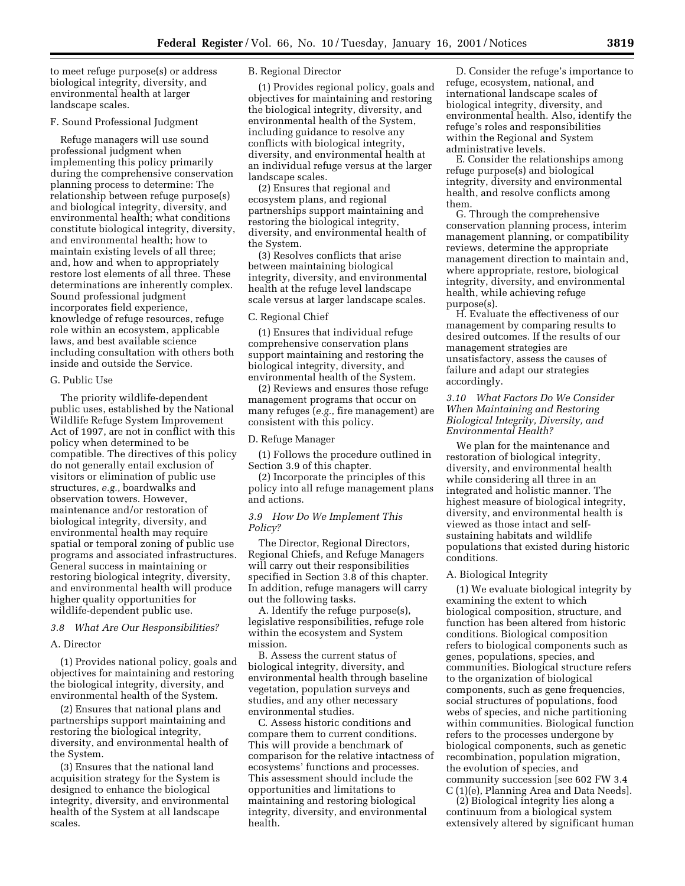to meet refuge purpose(s) or address biological integrity, diversity, and environmental health at larger landscape scales.

F. Sound Professional Judgment

Refuge managers will use sound professional judgment when implementing this policy primarily during the comprehensive conservation planning process to determine: The relationship between refuge purpose(s) and biological integrity, diversity, and environmental health; what conditions constitute biological integrity, diversity, and environmental health; how to maintain existing levels of all three; and, how and when to appropriately restore lost elements of all three. These determinations are inherently complex. Sound professional judgment incorporates field experience, knowledge of refuge resources, refuge role within an ecosystem, applicable laws, and best available science including consultation with others both inside and outside the Service.

G. Public Use

The priority wildlife-dependent public uses, established by the National Wildlife Refuge System Improvement Act of 1997, are not in conflict with this policy when determined to be compatible. The directives of this policy do not generally entail exclusion of visitors or elimination of public use structures, *e.g.,* boardwalks and observation towers. However, maintenance and/or restoration of biological integrity, diversity, and environmental health may require spatial or temporal zoning of public use programs and associated infrastructures. General success in maintaining or restoring biological integrity, diversity, and environmental health will produce higher quality opportunities for wildlife-dependent public use.

*3.8 What Are Our Responsibilities?*

A. Director

(1) Provides national policy, goals and objectives for maintaining and restoring the biological integrity, diversity, and environmental health of the System.

(2) Ensures that national plans and partnerships support maintaining and restoring the biological integrity, diversity, and environmental health of the System.

(3) Ensures that the national land acquisition strategy for the System is designed to enhance the biological integrity, diversity, and environmental health of the System at all landscape scales.

B. Regional Director

(1) Provides regional policy, goals and objectives for maintaining and restoring the biological integrity, diversity, and environmental health of the System, including guidance to resolve any conflicts with biological integrity, diversity, and environmental health at an individual refuge versus at the larger landscape scales.

(2) Ensures that regional and ecosystem plans, and regional partnerships support maintaining and restoring the biological integrity, diversity, and environmental health of the System.

(3) Resolves conflicts that arise between maintaining biological integrity, diversity, and environmental health at the refuge level landscape scale versus at larger landscape scales.

C. Regional Chief

(1) Ensures that individual refuge comprehensive conservation plans support maintaining and restoring the biological integrity, diversity, and environmental health of the System.

(2) Reviews and ensures those refuge management programs that occur on many refuges (*e.g.,* fire management) are consistent with this policy.

D. Refuge Manager

(1) Follows the procedure outlined in Section 3.9 of this chapter.

(2) Incorporate the principles of this policy into all refuge management plans and actions.

*3.9 How Do We Implement This Policy?*

The Director, Regional Directors, Regional Chiefs, and Refuge Managers will carry out their responsibilities specified in Section 3.8 of this chapter. In addition, refuge managers will carry out the following tasks.

A. Identify the refuge purpose(s), legislative responsibilities, refuge role within the ecosystem and System mission.

B. Assess the current status of biological integrity, diversity, and environmental health through baseline vegetation, population surveys and studies, and any other necessary environmental studies.

C. Assess historic conditions and compare them to current conditions. This will provide a benchmark of comparison for the relative intactness of ecosystems' functions and processes. This assessment should include the opportunities and limitations to maintaining and restoring biological integrity, diversity, and environmental health.

D. Consider the refuge's importance to refuge, ecosystem, national, and international landscape scales of biological integrity, diversity, and environmental health. Also, identify the refuge's roles and responsibilities within the Regional and System administrative levels.

E. Consider the relationships among refuge purpose(s) and biological integrity, diversity and environmental health, and resolve conflicts among them.

G. Through the comprehensive conservation planning process, interim management planning, or compatibility reviews, determine the appropriate management direction to maintain and, where appropriate, restore, biological integrity, diversity, and environmental health, while achieving refuge purpose(s).

H. Evaluate the effectiveness of our management by comparing results to desired outcomes. If the results of our management strategies are unsatisfactory, assess the causes of failure and adapt our strategies accordingly.

*3.10 What Factors Do We Consider When Maintaining and Restoring Biological Integrity, Diversity, and Environmental Health?*

We plan for the maintenance and restoration of biological integrity, diversity, and environmental health while considering all three in an integrated and holistic manner. The highest measure of biological integrity, diversity, and environmental health is viewed as those intact and self-sustaining habitats and wildlife populations that existed during historic conditions.

A. Biological Integrity

(1) We evaluate biological integrity by examining the extent to which biological composition, structure, and function has been altered from historic conditions. Biological composition refers to biological components such as genes, populations, species, and communities. Biological structure refers to the organization of biological components, such as gene frequencies, social structures of populations, food webs of species, and niche partitioning within communities. Biological function refers to the processes undergone by biological components, such as genetic recombination, population migration, the evolution of species, and community succession [see 602 FW 3.4 C (1)(e), Planning Area and Data Needs].

(2) Biological integrity lies along a continuum from a biological system extensively altered by significant human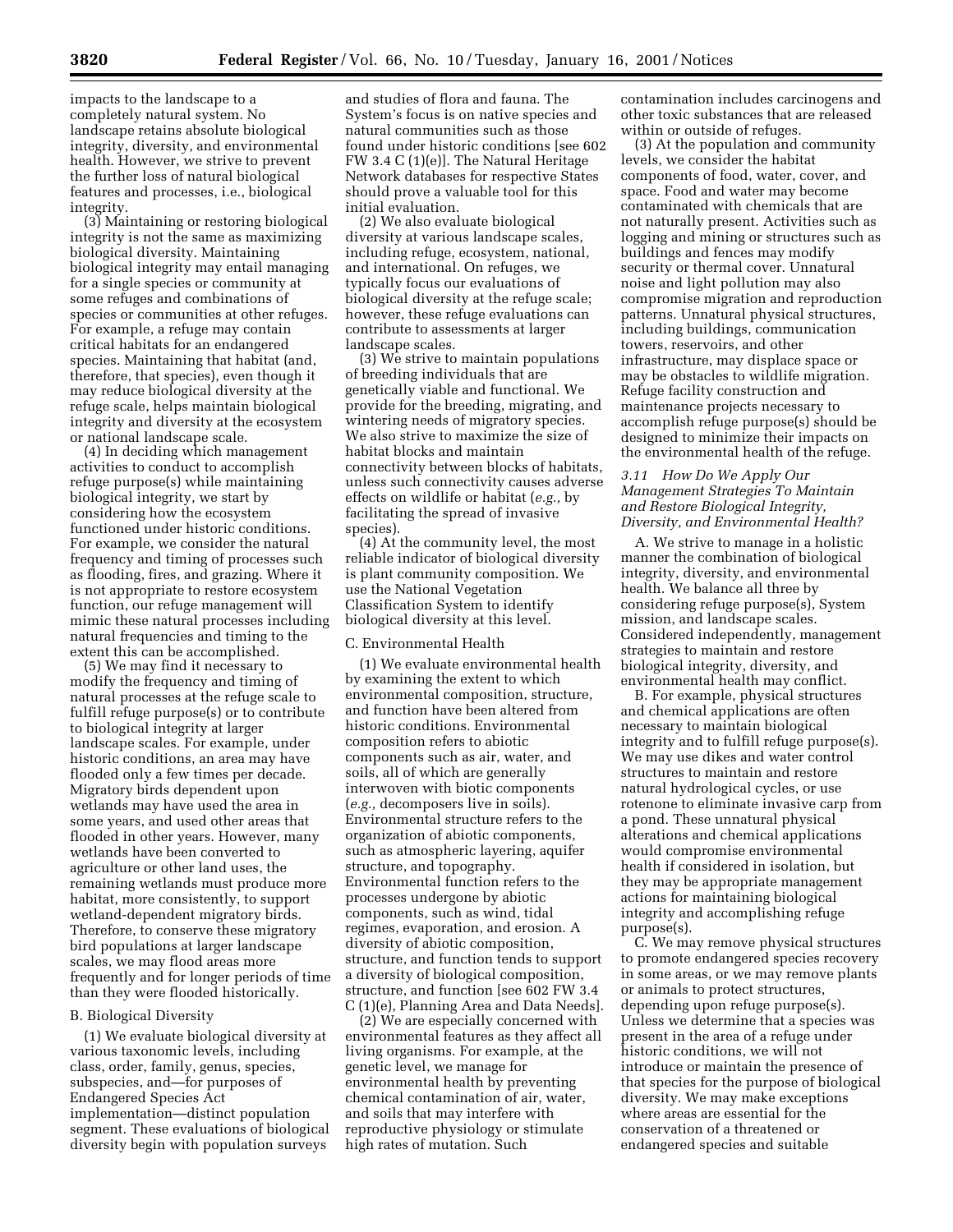impacts to the landscape to a completely natural system. No landscape retains absolute biological integrity, diversity, and environmental health. However, we strive to prevent the further loss of natural biological features and processes, i.e., biological integrity.

(3) Maintaining or restoring biological integrity is not the same as maximizing biological diversity. Maintaining biological integrity may entail managing for a single species or community at some refuges and combinations of species or communities at other refuges. For example, a refuge may contain critical habitats for an endangered species. Maintaining that habitat (and, therefore, that species), even though it may reduce biological diversity at the refuge scale, helps maintain biological integrity and diversity at the ecosystem or national landscape scale.

(4) In deciding which management activities to conduct to accomplish refuge purpose(s) while maintaining biological integrity, we start by considering how the ecosystem functioned under historic conditions. For example, we consider the natural frequency and timing of processes such as flooding, fires, and grazing. Where it is not appropriate to restore ecosystem function, our refuge management will mimic these natural processes including natural frequencies and timing to the extent this can be accomplished.

(5) We may find it necessary to modify the frequency and timing of natural processes at the refuge scale to fulfill refuge purpose(s) or to contribute to biological integrity at larger landscape scales. For example, under historic conditions, an area may have flooded only a few times per decade. Migratory birds dependent upon wetlands may have used the area in some years, and used other areas that flooded in other years. However, many wetlands have been converted to agriculture or other land uses, the remaining wetlands must produce more habitat, more consistently, to support wetland-dependent migratory birds. Therefore, to conserve these migratory bird populations at larger landscape scales, we may flood areas more frequently and for longer periods of time than they were flooded historically.

B. Biological Diversity

(1) We evaluate biological diversity at various taxonomic levels, including class, order, family, genus, species, subspecies, and—for purposes of Endangered Species Act implementation—distinct population segment. These evaluations of biological diversity begin with population surveys and studies of flora and fauna. The System's focus is on native species and natural communities such as those found under historic conditions [see 602 FW 3.4 C (1)(e)]. The Natural Heritage Network databases for respective States should prove a valuable tool for this initial evaluation.

(2) We also evaluate biological diversity at various landscape scales, including refuge, ecosystem, national, and international. On refuges, we typically focus our evaluations of biological diversity at the refuge scale; however, these refuge evaluations can contribute to assessments at larger landscape scales.

(3) We strive to maintain populations of breeding individuals that are genetically viable and functional. We provide for the breeding, migrating, and wintering needs of migratory species. We also strive to maximize the size of habitat blocks and maintain connectivity between blocks of habitats, unless such connectivity causes adverse effects on wildlife or habitat (*e.g.,* by facilitating the spread of invasive species).

(4) At the community level, the most reliable indicator of biological diversity is plant community composition. We use the National Vegetation Classification System to identify biological diversity at this level.

C. Environmental Health

(1) We evaluate environmental health by examining the extent to which environmental composition, structure, and function have been altered from historic conditions. Environmental composition refers to abiotic components such as air, water, and soils, all of which are generally interwoven with biotic components (*e.g.,* decomposers live in soils). Environmental structure refers to the organization of abiotic components, such as atmospheric layering, aquifer structure, and topography. Environmental function refers to the processes undergone by abiotic components, such as wind, tidal regimes, evaporation, and erosion. A diversity of abiotic composition, structure, and function tends to support a diversity of biological composition, structure, and function [see 602 FW 3.4 C (1)(e), Planning Area and Data Needs].

(2) We are especially concerned with environmental features as they affect all living organisms. For example, at the genetic level, we manage for environmental health by preventing chemical contamination of air, water, and soils that may interfere with reproductive physiology or stimulate high rates of mutation. Such contamination includes carcinogens and other toxic substances that are released within or outside of refuges.

(3) At the population and community levels, we consider the habitat components of food, water, cover, and space. Food and water may become contaminated with chemicals that are not naturally present. Activities such as logging and mining or structures such as buildings and fences may modify security or thermal cover. Unnatural noise and light pollution may also compromise migration and reproduction patterns. Unnatural physical structures, including buildings, communication towers, reservoirs, and other infrastructure, may displace space or may be obstacles to wildlife migration. Refuge facility construction and maintenance projects necessary to accomplish refuge purpose(s) should be designed to minimize their impacts on the environmental health of the refuge.

### *3.11 How Do We Apply Our Management Strategies To Maintain and Restore Biological Integrity, Diversity, and Environmental Health?*

A. We strive to manage in a holistic manner the combination of biological integrity, diversity, and environmental health. We balance all three by considering refuge purpose(s), System mission, and landscape scales. Considered independently, management strategies to maintain and restore biological integrity, diversity, and environmental health may conflict.

B. For example, physical structures and chemical applications are often necessary to maintain biological integrity and to fulfill refuge purpose(s). We may use dikes and water control structures to maintain and restore natural hydrological cycles, or use rotenone to eliminate invasive carp from a pond. These unnatural physical alterations and chemical applications would compromise environmental health if considered in isolation, but they may be appropriate management actions for maintaining biological integrity and accomplishing refuge purpose(s).

C. We may remove physical structures to promote endangered species recovery in some areas, or we may remove plants or animals to protect structures, depending upon refuge purpose(s). Unless we determine that a species was present in the area of a refuge under historic conditions, we will not introduce or maintain the presence of that species for the purpose of biological diversity. We may make exceptions where areas are essential for the conservation of a threatened or endangered species and suitable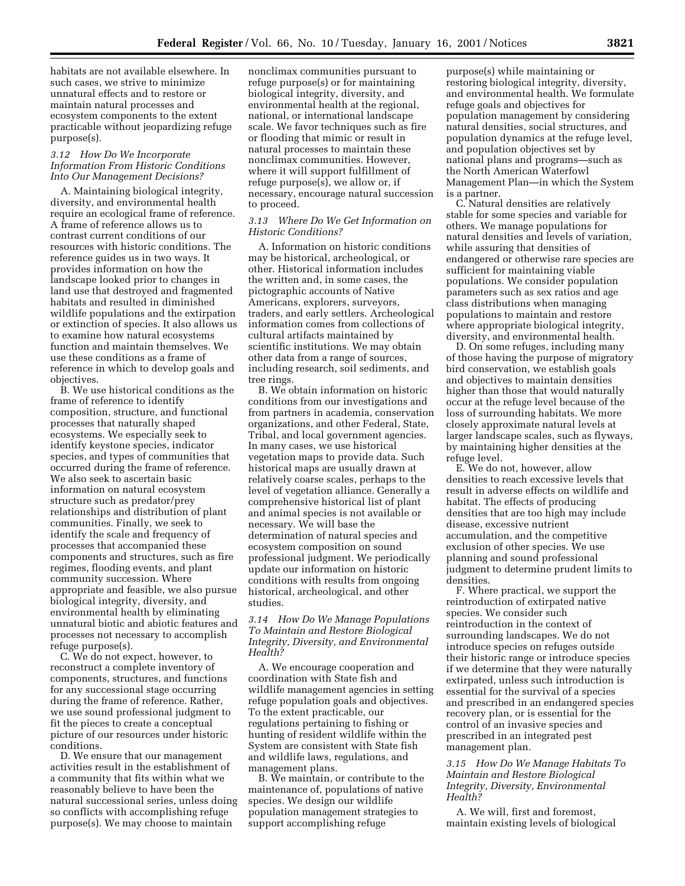habitats are not available elsewhere. In such cases, we strive to minimize unnatural effects and to restore or maintain natural processes and ecosystem components to the extent practicable without jeopardizing refuge purpose(s).

### 3.12 How Do We Incorporate Information From Historic Conditions Into Our Management Decisions?

A. Maintaining biological integrity, diversity, and environmental health require an ecological frame of reference. A frame of reference allows us to contrast current conditions of our resources with historic conditions. The reference guides us in two ways. It provides information on how the landscape looked prior to changes in land use that destroyed and fragmented habitats and resulted in diminished wildlife populations and the extirpation or extinction of species. It also allows us to examine how natural ecosystems function and maintain themselves. We use these conditions as a frame of reference in which to develop goals and objectives.

B. We use historical conditions as the frame of reference to identify composition, structure, and functional processes that naturally shaped ecosystems. We especially seek to identify keystone species, indicator species, and types of communities that occurred during the frame of reference. We also seek to ascertain basic information on natural ecosystem structure such as predator/prey relationships and distribution of plant communities. Finally, we seek to identify the scale and frequency of processes that accompanied these components and structures, such as fire regimes, flooding events, and plant community succession. Where appropriate and feasible, we also pursue biological integrity, diversity, and environmental health by eliminating unnatural biotic and abiotic features and processes not necessary to accomplish refuge purpose(s).

C. We do not expect, however, to reconstruct a complete inventory of components, structures, and functions for any successional stage occurring during the frame of reference. Rather, we use sound professional judgment to fit the pieces to create a conceptual picture of our resources under historic conditions.

D. We ensure that our management activities result in the establishment of a community that fits within what we reasonably believe to have been the natural successional series, unless doing so conflicts with accomplishing refuge purpose(s). We may choose to maintain nonclimax communities pursuant to refuge purpose(s) or for maintaining biological integrity, diversity, and environmental health at the regional, national, or international landscape scale. We favor techniques such as fire or flooding that mimic or result in natural processes to maintain these nonclimax communities. However, where it will support fulfillment of refuge purpose(s), we allow or, if necessary, encourage natural succession to proceed.

### 3.13 Where Do We Get Information on Historic Conditions?

A. Information on historic conditions may be historical, archeological, or other. Historical information includes the written and, in some cases, the pictographic accounts of Native Americans, explorers, surveyors, traders, and early settlers. Archeological information comes from collections of cultural artifacts maintained by scientific institutions. We may obtain other data from a range of sources, including research, soil sediments, and tree rings.

B. We obtain information on historic conditions from our investigations and from partners in academia, conservation organizations, and other Federal, State, Tribal, and local government agencies. In many cases, we use historical vegetation maps to provide data. Such historical maps are usually drawn at relatively coarse scales, perhaps to the level of vegetation alliance. Generally a comprehensive historical list of plant and animal species is not available or necessary. We will base the determination of natural species and ecosystem composition on sound professional judgment. We periodically update our information on historic conditions with results from ongoing historical, archeological, and other studies.

### 3.14 How Do We Manage Populations To Maintain and Restore Biological Integrity, Diversity, and Environmental Health?

A. We encourage cooperation and coordination with State fish and wildlife management agencies in setting refuge population goals and objectives. To the extent practicable, our regulations pertaining to fishing or hunting of resident wildlife within the System are consistent with State fish and wildlife laws, regulations, and management plans.

B. We maintain, or contribute to the maintenance of, populations of native species. We design our wildlife population management strategies to support accomplishing refuge purpose(s) while maintaining or restoring biological integrity, diversity, and environmental health. We formulate refuge goals and objectives for population management by considering natural densities, social structures, and population dynamics at the refuge level, and population objectives set by national plans and programs—such as the North American Waterfowl Management Plan—in which the System is a partner.

C. Natural densities are relatively stable for some species and variable for others. We manage populations for natural densities and levels of variation, while assuring that densities of endangered or otherwise rare species are sufficient for maintaining viable populations. We consider population parameters such as sex ratios and age class distributions when managing populations to maintain and restore where appropriate biological integrity, diversity, and environmental health.

D. On some refuges, including many of those having the purpose of migratory bird conservation, we establish goals and objectives to maintain densities higher than those that would naturally occur at the refuge level because of the loss of surrounding habitats. We more closely approximate natural levels at larger landscape scales, such as flyways, by maintaining higher densities at the refuge level.

E. We do not, however, allow densities to reach excessive levels that result in adverse effects on wildlife and habitat. The effects of producing densities that are too high may include disease, excessive nutrient accumulation, and the competitive exclusion of other species. We use planning and sound professional judgment to determine prudent limits to densities.

F. Where practical, we support the reintroduction of extirpated native species. We consider such reintroduction in the context of surrounding landscapes. We do not introduce species on refuges outside their historic range or introduce species if we determine that they were naturally extirpated, unless such introduction is essential for the survival of a species and prescribed in an endangered species recovery plan, or is essential for the control of an invasive species and prescribed in an integrated pest management plan.

### 3.15 How Do We Manage Habitats To Maintain and Restore Biological Integrity, Diversity, Environmental Health?

A. We will, first and foremost, maintain existing levels of biological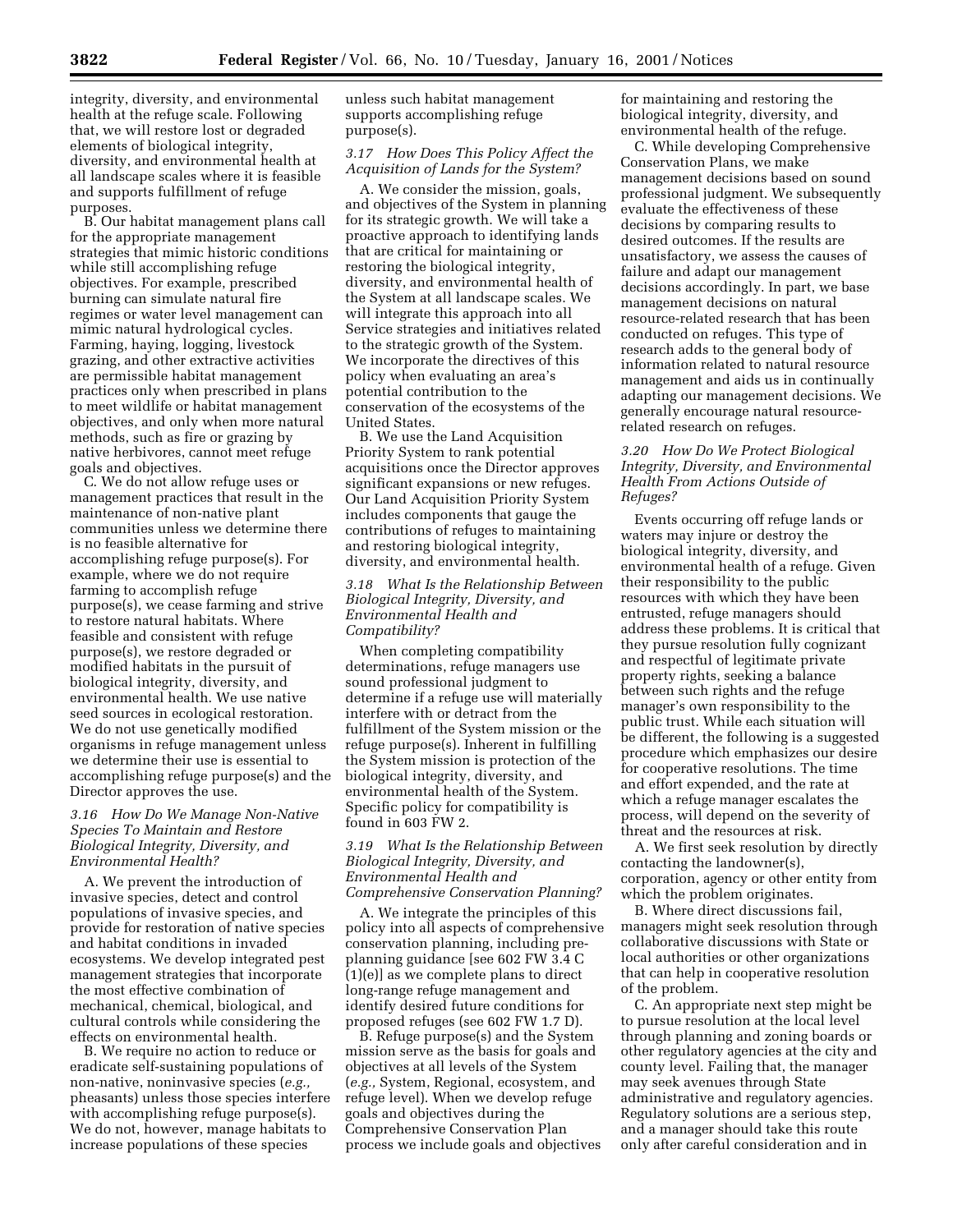integrity, diversity, and environmental health at the refuge scale. Following that, we will restore lost or degraded elements of biological integrity, diversity, and environmental health at all landscape scales where it is feasible and supports fulfillment of refuge purposes.

B. Our habitat management plans call for the appropriate management strategies that mimic historic conditions while still accomplishing refuge objectives. For example, prescribed burning can simulate natural fire regimes or water level management can mimic natural hydrological cycles. Farming, haying, logging, livestock grazing, and other extractive activities are permissible habitat management practices only when prescribed in plans to meet wildlife or habitat management objectives, and only when more natural methods, such as fire or grazing by native herbivores, cannot meet refuge goals and objectives.

C. We do not allow refuge uses or management practices that result in the maintenance of non-native plant communities unless we determine there is no feasible alternative for accomplishing refuge purpose(s). For example, where we do not require farming to accomplish refuge purpose(s), we cease farming and strive to restore natural habitats. Where feasible and consistent with refuge purpose(s), we restore degraded or modified habitats in the pursuit of biological integrity, diversity, and environmental health. We use native seed sources in ecological restoration. We do not use genetically modified organisms in refuge management unless we determine their use is essential to accomplishing refuge purpose(s) and the Director approves the use.

### *3.16 How Do We Manage Non-Native Species To Maintain and Restore Biological Integrity, Diversity, and Environmental Health?*

A. We prevent the introduction of invasive species, detect and control populations of invasive species, and provide for restoration of native species and habitat conditions in invaded ecosystems. We develop integrated pest management strategies that incorporate the most effective combination of mechanical, chemical, biological, and cultural controls while considering the effects on environmental health.

B. We require no action to reduce or eradicate self-sustaining populations of non-native, noninvasive species (*e.g.,* pheasants) unless those species interfere with accomplishing refuge purpose(s). We do not, however, manage habitats to increase populations of these species unless such habitat management supports accomplishing refuge purpose(s).

### *3.17 How Does This Policy Affect the Acquisition of Lands for the System?*

A. We consider the mission, goals, and objectives of the System in planning for its strategic growth. We will take a proactive approach to identifying lands that are critical for maintaining or restoring the biological integrity, diversity, and environmental health of the System at all landscape scales. We will integrate this approach into all Service strategies and initiatives related to the strategic growth of the System. We incorporate the directives of this policy when evaluating an area's potential contribution to the conservation of the ecosystems of the United States.

B. We use the Land Acquisition Priority System to rank potential acquisitions once the Director approves significant expansions or new refuges. Our Land Acquisition Priority System includes components that gauge the contributions of refuges to maintaining and restoring biological integrity, diversity, and environmental health.

### *3.18 What Is the Relationship Between Biological Integrity, Diversity, and Environmental Health and Compatibility?*

When completing compatibility determinations, refuge managers use sound professional judgment to determine if a refuge use will materially interfere with or detract from the fulfillment of the System mission or the refuge purpose(s). Inherent in fulfilling the System mission is protection of the biological integrity, diversity, and environmental health of the System. Specific policy for compatibility is found in 603 FW 2.

### *3.19 What Is the Relationship Between Biological Integrity, Diversity, and Environmental Health and Comprehensive Conservation Planning?*

A. We integrate the principles of this policy into all aspects of comprehensive conservation planning, including pre-planning guidance [see 602 FW 3.4 C (1)(e)] as we complete plans to direct long-range refuge management and identify desired future conditions for proposed refuges (see 602 FW 1.7 D).

B. Refuge purpose(s) and the System mission serve as the basis for goals and objectives at all levels of the System (*e.g.,* System, Regional, ecosystem, and refuge level). When we develop refuge goals and objectives during the Comprehensive Conservation Plan process we include goals and objectives for maintaining and restoring the biological integrity, diversity, and environmental health of the refuge.

C. While developing Comprehensive Conservation Plans, we make management decisions based on sound professional judgment. We subsequently evaluate the effectiveness of these decisions by comparing results to desired outcomes. If the results are unsatisfactory, we assess the causes of failure and adapt our management decisions accordingly. In part, we base management decisions on natural resource-related research that has been conducted on refuges. This type of research adds to the general body of information related to natural resource management and aids us in continually adapting our management decisions. We generally encourage natural resource-related research on refuges.

### *3.20 How Do We Protect Biological Integrity, Diversity, and Environmental Health From Actions Outside of Refuges?*

Events occurring off refuge lands or waters may injure or destroy the biological integrity, diversity, and environmental health of a refuge. Given their responsibility to the public resources with which they have been entrusted, refuge managers should address these problems. It is critical that they pursue resolution fully cognizant and respectful of legitimate private property rights, seeking a balance between such rights and the refuge manager's own responsibility to the public trust. While each situation will be different, the following is a suggested procedure which emphasizes our desire for cooperative resolutions. The time and effort expended, and the rate at which a refuge manager escalates the process, will depend on the severity of threat and the resources at risk.

A. We first seek resolution by directly contacting the landowner(s), corporation, agency or other entity from which the problem originates.

B. Where direct discussions fail, managers might seek resolution through collaborative discussions with State or local authorities or other organizations that can help in cooperative resolution of the problem.

C. An appropriate next step might be to pursue resolution at the local level through planning and zoning boards or other regulatory agencies at the city and county level. Failing that, the manager may seek avenues through State administrative and regulatory agencies. Regulatory solutions are a serious step, and a manager should take this route only after careful consideration and in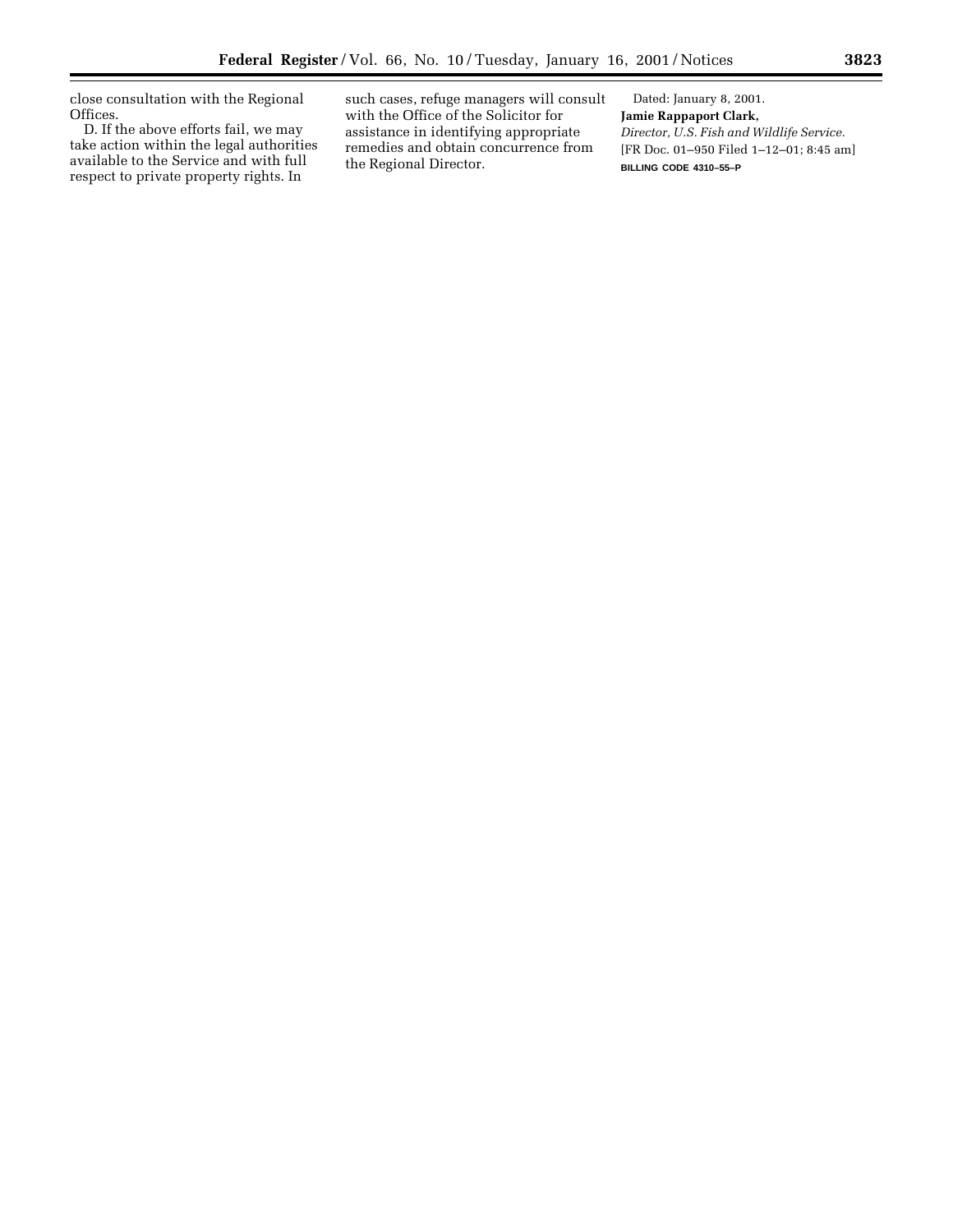close consultation with the Regional Offices.

D. If the above efforts fail, we may take action within the legal authorities available to the Service and with full respect to private property rights. In such cases, refuge managers will consult with the Office of the Solicitor for assistance in identifying appropriate remedies and obtain concurrence from the Regional Director.

Dated: January 8, 2001.

**Jamie Rappaport Clark,**

*Director, U.S. Fish and Wildlife Service.*

[FR Doc. 01–950 Filed 1–12–01; 8:45 am]

**BILLING CODE 4310–55–P**